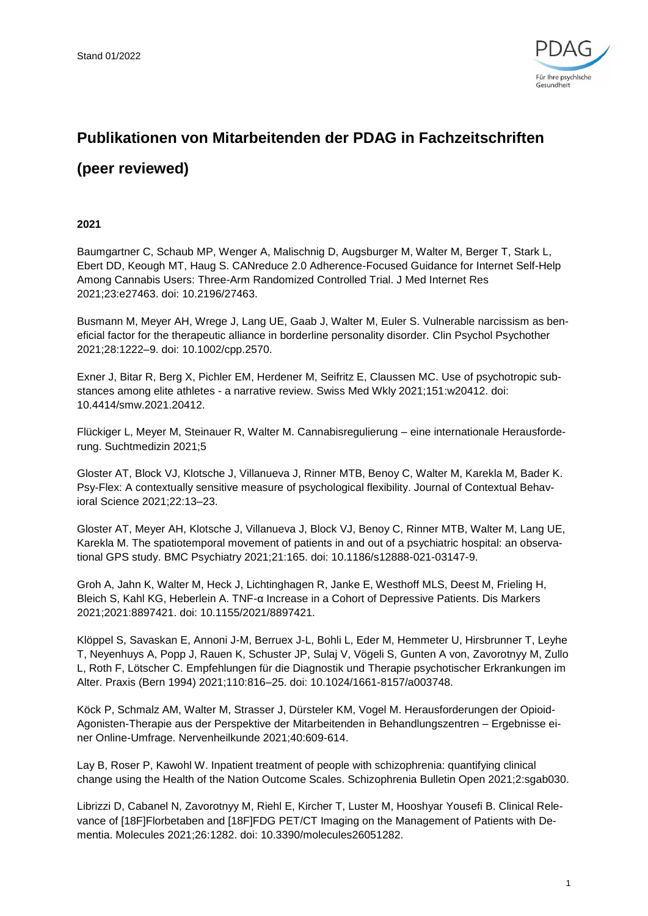Stand 01/2022

# Publikationen von Mitarbeitenden der PDAG in Fachzeitschriften (peer reviewed)

### 2021

Baumgartner C, Schaub MP, Wenger A, Malischnig D, Augsburger M, Walter M, Berger T, Stark L, Ebert DD, Keough MT, Haug S. CANreduce 2.0 Adherence-Focused Guidance for Internet Self-Help Among Cannabis Users: Three-Arm Randomized Controlled Trial. J Med Internet Res 2021;23:e27463. doi: 10.2196/27463.

Busmann M, Meyer AH, Wrege J, Lang UE, Gaab J, Walter M, Euler S. Vulnerable narcissism as beneficial factor for the therapeutic alliance in borderline personality disorder. Clin Psychol Psychother 2021;28:1222–9. doi: 10.1002/cpp.2570.

Exner J, Bitar R, Berg X, Pichler EM, Herdener M, Seifritz E, Claussen MC. Use of psychotropic substances among elite athletes - a narrative review. Swiss Med Wkly 2021;151:w20412. doi: 10.4414/smw.2021.20412.

Flückiger L, Meyer M, Steinauer R, Walter M. Cannabisregulierung – eine internationale Herausforderung. Suchtmedizin 2021;5

Gloster AT, Block VJ, Klotsche J, Villanueva J, Rinner MTB, Benoy C, Walter M, Karekla M, Bader K. Psy-Flex: A contextually sensitive measure of psychological flexibility. Journal of Contextual Behavioral Science 2021;22:13–23.

Gloster AT, Meyer AH, Klotsche J, Villanueva J, Block VJ, Benoy C, Rinner MTB, Walter M, Lang UE, Karekla M. The spatiotemporal movement of patients in and out of a psychiatric hospital: an observational GPS study. BMC Psychiatry 2021;21:165. doi: 10.1186/s12888-021-03147-9.

Groh A, Jahn K, Walter M, Heck J, Lichtinghagen R, Janke E, Westhoff MLS, Deest M, Frieling H, Bleich S, Kahl KG, Heberlein A. TNF-α Increase in a Cohort of Depressive Patients. Dis Markers 2021;2021:8897421. doi: 10.1155/2021/8897421.

Klöppel S, Savaskan E, Annoni J-M, Berruex J-L, Bohli L, Eder M, Hemmeter U, Hirsbrunner T, Leyhe T, Neyenhuys A, Popp J, Rauen K, Schuster JP, Sulaj V, Vögeli S, Gunten A von, Zavorotnyy M, Zullo L, Roth F, Lötscher C. Empfehlungen für die Diagnostik und Therapie psychotischer Erkrankungen im Alter. Praxis (Bern 1994) 2021;110:816–25. doi: 10.1024/1661-8157/a003748.

Köck P, Schmalz AM, Walter M, Strasser J, Dürsteler KM, Vogel M. Herausforderungen der Opioid-Agonisten-Therapie aus der Perspektive der Mitarbeitenden in Behandlungszentren – Ergebnisse einer Online-Umfrage. Nervenheilkunde 2021;40:609-614.

Lay B, Roser P, Kawohl W. Inpatient treatment of people with schizophrenia: quantifying clinical change using the Health of the Nation Outcome Scales. Schizophrenia Bulletin Open 2021;2:sgab030.

Librizzi D, Cabanel N, Zavorotnyy M, Riehl E, Kircher T, Luster M, Hooshyar Yousefi B. Clinical Relevance of [18F]Florbetaben and [18F]FDG PET/CT Imaging on the Management of Patients with Dementia. Molecules 2021;26:1282. doi: 10.3390/molecules26051282.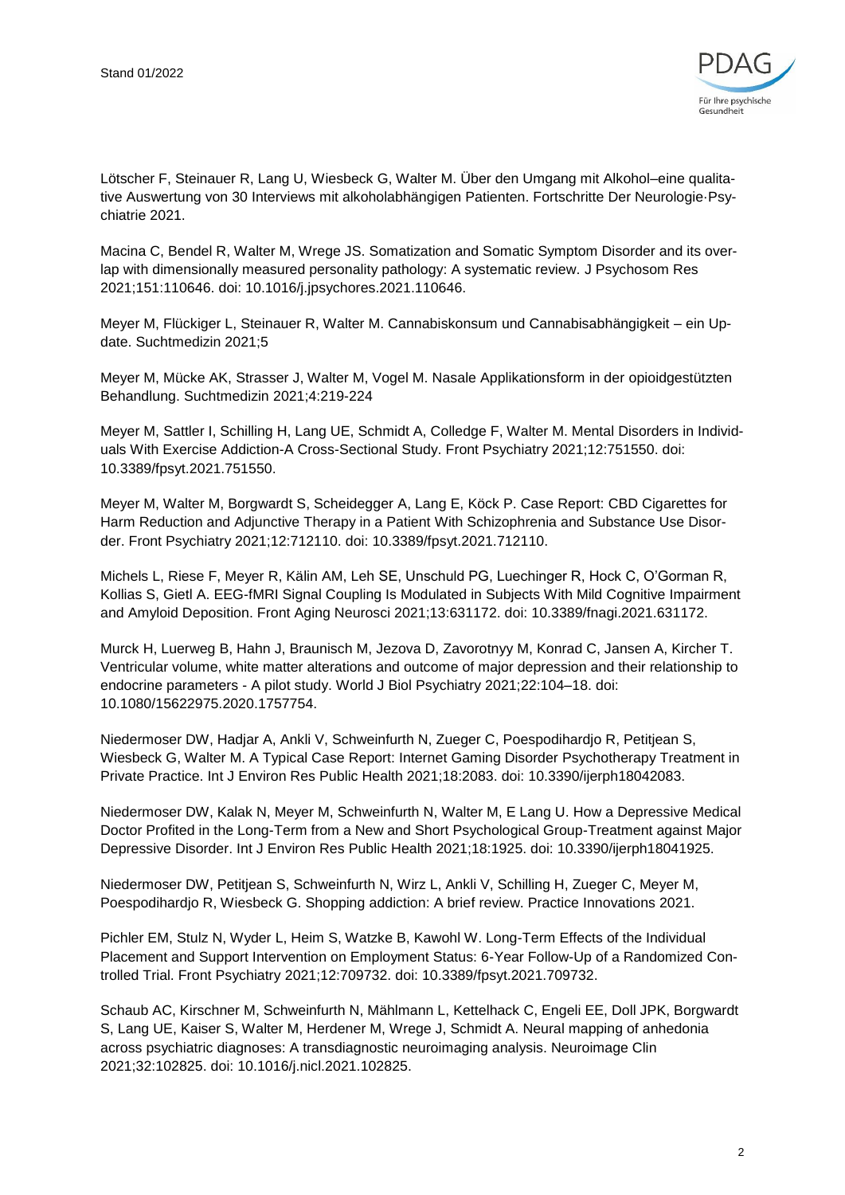Lötscher F, Steinauer R, Lang U, Wiesbeck G, Walter M. Über den Umgang mit Alkohol–eine qualitative Auswertung von 30 Interviews mit alkoholabhängigen Patienten. Fortschritte Der Neurologie·Psychiatrie 2021.

Macina C, Bendel R, Walter M, Wrege JS. Somatization and Somatic Symptom Disorder and its overlap with dimensionally measured personality pathology: A systematic review. J Psychosom Res 2021;151:110646. doi: 10.1016/j.jpsychores.2021.110646.

Meyer M, Flückiger L, Steinauer R, Walter M. Cannabiskonsum und Cannabisabhängigkeit – ein Update. Suchtmedizin 2021;5

Meyer M, Mücke AK, Strasser J, Walter M, Vogel M. Nasale Applikationsform in der opioidgestützten Behandlung. Suchtmedizin 2021;4:219-224

Meyer M, Sattler I, Schilling H, Lang UE, Schmidt A, Colledge F, Walter M. Mental Disorders in Individuals With Exercise Addiction-A Cross-Sectional Study. Front Psychiatry 2021;12:751550. doi: 10.3389/fpsyt.2021.751550.

Meyer M, Walter M, Borgwardt S, Scheidegger A, Lang E, Köck P. Case Report: CBD Cigarettes for Harm Reduction and Adjunctive Therapy in a Patient With Schizophrenia and Substance Use Disorder. Front Psychiatry 2021;12:712110. doi: 10.3389/fpsyt.2021.712110.

Michels L, Riese F, Meyer R, Kälin AM, Leh SE, Unschuld PG, Luechinger R, Hock C, O'Gorman R, Kollias S, Gietl A. EEG-fMRI Signal Coupling Is Modulated in Subjects With Mild Cognitive Impairment and Amyloid Deposition. Front Aging Neurosci 2021;13:631172. doi: 10.3389/fnagi.2021.631172.

Murck H, Luerweg B, Hahn J, Braunisch M, Jezova D, Zavorotnyy M, Konrad C, Jansen A, Kircher T. Ventricular volume, white matter alterations and outcome of major depression and their relationship to endocrine parameters - A pilot study. World J Biol Psychiatry 2021;22:104–18. doi: 10.1080/15622975.2020.1757754.

Niedermoser DW, Hadjar A, Ankli V, Schweinfurth N, Zueger C, Poespodihardjo R, Petitjean S, Wiesbeck G, Walter M. A Typical Case Report: Internet Gaming Disorder Psychotherapy Treatment in Private Practice. Int J Environ Res Public Health 2021;18:2083. doi: 10.3390/ijerph18042083.

Niedermoser DW, Kalak N, Meyer M, Schweinfurth N, Walter M, E Lang U. How a Depressive Medical Doctor Profited in the Long-Term from a New and Short Psychological Group-Treatment against Major Depressive Disorder. Int J Environ Res Public Health 2021;18:1925. doi: 10.3390/ijerph18041925.

Niedermoser DW, Petitjean S, Schweinfurth N, Wirz L, Ankli V, Schilling H, Zueger C, Meyer M, Poespodihardjo R, Wiesbeck G. Shopping addiction: A brief review. Practice Innovations 2021.

Pichler EM, Stulz N, Wyder L, Heim S, Watzke B, Kawohl W. Long-Term Effects of the Individual Placement and Support Intervention on Employment Status: 6-Year Follow-Up of a Randomized Controlled Trial. Front Psychiatry 2021;12:709732. doi: 10.3389/fpsyt.2021.709732.

Schaub AC, Kirschner M, Schweinfurth N, Mählmann L, Kettelhack C, Engeli EE, Doll JPK, Borgwardt S, Lang UE, Kaiser S, Walter M, Herdener M, Wrege J, Schmidt A. Neural mapping of anhedonia across psychiatric diagnoses: A transdiagnostic neuroimaging analysis. Neuroimage Clin 2021;32:102825. doi: 10.1016/j.nicl.2021.102825.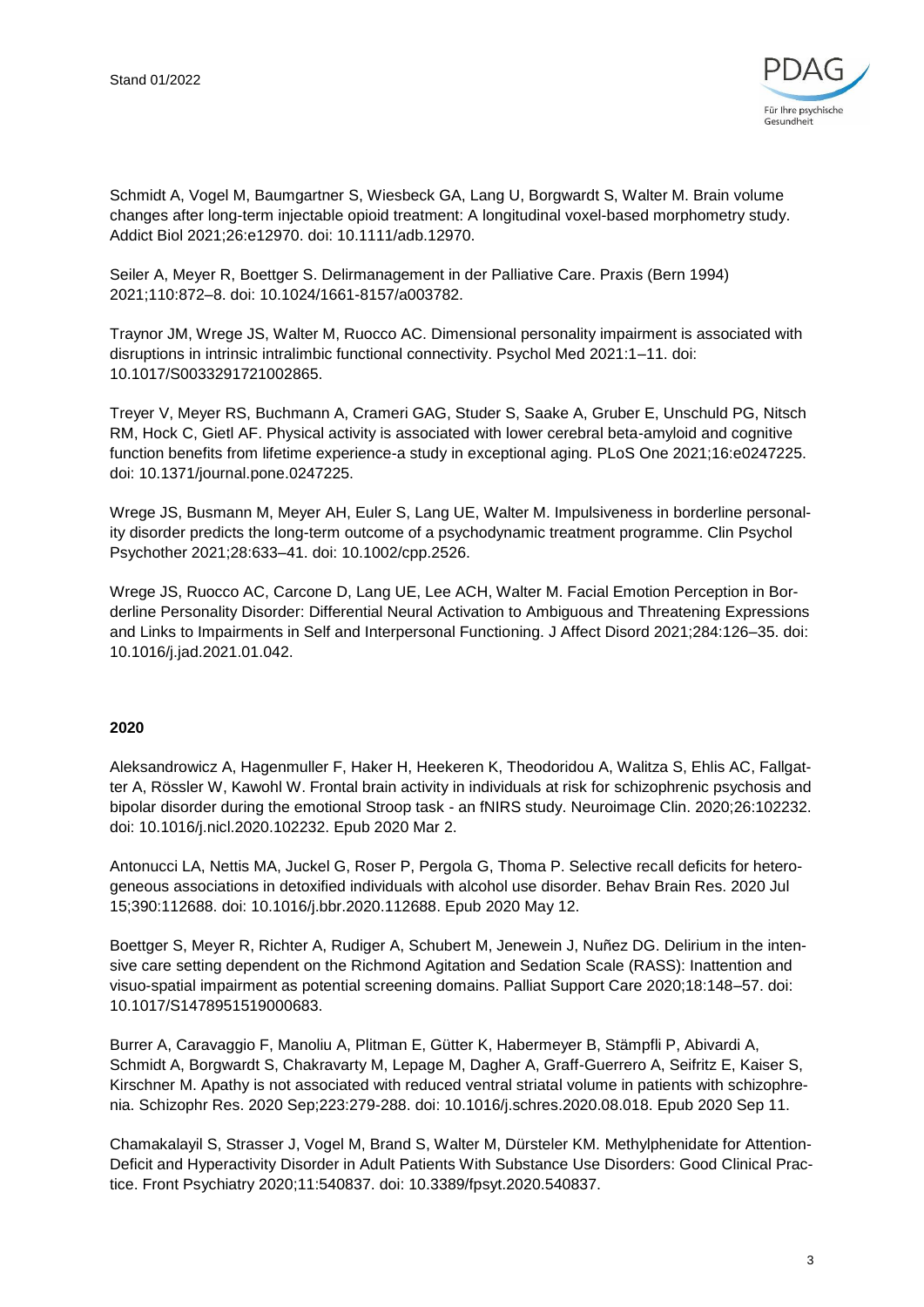Schmidt A, Vogel M, Baumgartner S, Wiesbeck GA, Lang U, Borgwardt S, Walter M. Brain volume changes after long-term injectable opioid treatment: A longitudinal voxel-based morphometry study. Addict Biol 2021;26:e12970. doi: 10.1111/adb.12970.

Seiler A, Meyer R, Boettger S. Delirmanagement in der Palliative Care. Praxis (Bern 1994) 2021;110:872–8. doi: 10.1024/1661-8157/a003782.

Traynor JM, Wrege JS, Walter M, Ruocco AC. Dimensional personality impairment is associated with disruptions in intrinsic intralimbic functional connectivity. Psychol Med 2021:1–11. doi: 10.1017/S0033291721002865.

Treyer V, Meyer RS, Buchmann A, Crameri GAG, Studer S, Saake A, Gruber E, Unschuld PG, Nitsch RM, Hock C, Gietl AF. Physical activity is associated with lower cerebral beta-amyloid and cognitive function benefits from lifetime experience-a study in exceptional aging. PLoS One 2021;16:e0247225. doi: 10.1371/journal.pone.0247225.

Wrege JS, Busmann M, Meyer AH, Euler S, Lang UE, Walter M. Impulsiveness in borderline personality disorder predicts the long-term outcome of a psychodynamic treatment programme. Clin Psychol Psychother 2021;28:633–41. doi: 10.1002/cpp.2526.

Wrege JS, Ruocco AC, Carcone D, Lang UE, Lee ACH, Walter M. Facial Emotion Perception in Borderline Personality Disorder: Differential Neural Activation to Ambiguous and Threatening Expressions and Links to Impairments in Self and Interpersonal Functioning. J Affect Disord 2021;284:126–35. doi: 10.1016/j.jad.2021.01.042.

## 2020

Aleksandrowicz A, Hagenmuller F, Haker H, Heekeren K, Theodoridou A, Walitza S, Ehlis AC, Fallgatter A, Rössler W, Kawohl W. Frontal brain activity in individuals at risk for schizophrenic psychosis and bipolar disorder during the emotional Stroop task - an fNIRS study. Neuroimage Clin. 2020;26:102232. doi: 10.1016/j.nicl.2020.102232. Epub 2020 Mar 2.

Antonucci LA, Nettis MA, Juckel G, Roser P, Pergola G, Thoma P. Selective recall deficits for heterogeneous associations in detoxified individuals with alcohol use disorder. Behav Brain Res. 2020 Jul 15;390:112688. doi: 10.1016/j.bbr.2020.112688. Epub 2020 May 12.

Boettger S, Meyer R, Richter A, Rudiger A, Schubert M, Jenewein J, Nuñez DG. Delirium in the intensive care setting dependent on the Richmond Agitation and Sedation Scale (RASS): Inattention and visuo-spatial impairment as potential screening domains. Palliat Support Care 2020;18:148–57. doi: 10.1017/S1478951519000683.

Burrer A, Caravaggio F, Manoliu A, Plitman E, Gütter K, Habermeyer B, Stämpfli P, Abivardi A, Schmidt A, Borgwardt S, Chakravarty M, Lepage M, Dagher A, Graff-Guerrero A, Seifritz E, Kaiser S, Kirschner M. Apathy is not associated with reduced ventral striatal volume in patients with schizophrenia. Schizophr Res. 2020 Sep;223:279-288. doi: 10.1016/j.schres.2020.08.018. Epub 2020 Sep 11.

Chamakalayil S, Strasser J, Vogel M, Brand S, Walter M, Dürsteler KM. Methylphenidate for Attention-Deficit and Hyperactivity Disorder in Adult Patients With Substance Use Disorders: Good Clinical Practice. Front Psychiatry 2020;11:540837. doi: 10.3389/fpsyt.2020.540837.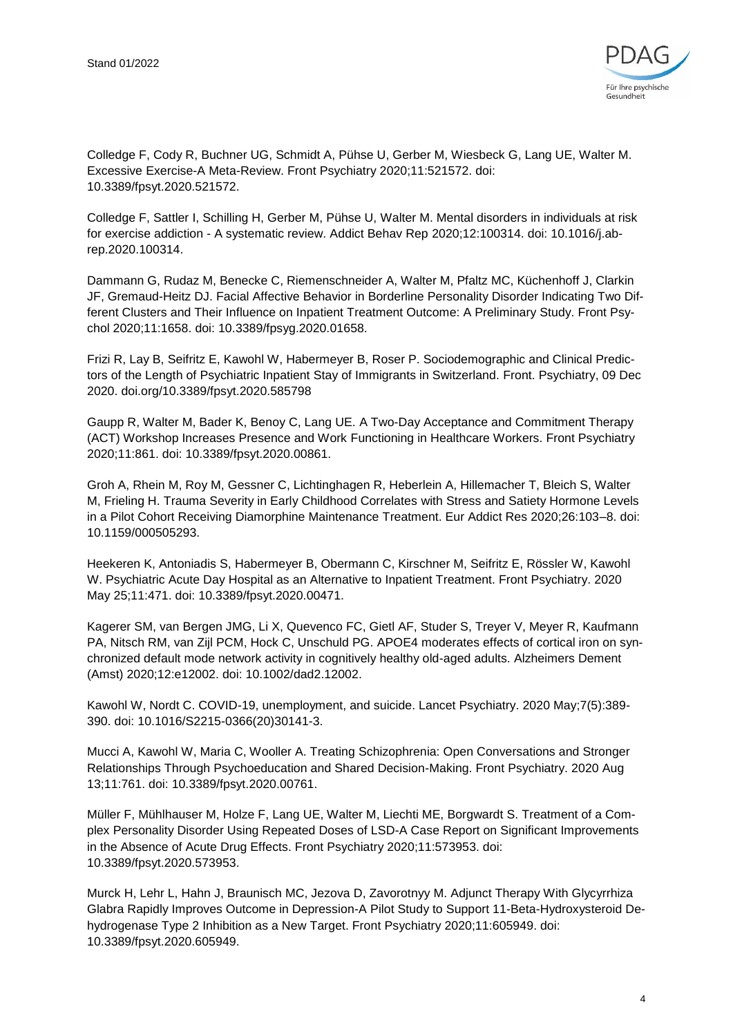Colledge F, Cody R, Buchner UG, Schmidt A, Pühse U, Gerber M, Wiesbeck G, Lang UE, Walter M. Excessive Exercise-A Meta-Review. Front Psychiatry 2020;11:521572. doi: 10.3389/fpsyt.2020.521572.

Colledge F, Sattler I, Schilling H, Gerber M, Pühse U, Walter M. Mental disorders in individuals at risk for exercise addiction - A systematic review. Addict Behav Rep 2020;12:100314. doi: 10.1016/j.abrep.2020.100314.

Dammann G, Rudaz M, Benecke C, Riemenschneider A, Walter M, Pfaltz MC, Küchenhoff J, Clarkin JF, Gremaud-Heitz DJ. Facial Affective Behavior in Borderline Personality Disorder Indicating Two Different Clusters and Their Influence on Inpatient Treatment Outcome: A Preliminary Study. Front Psychol 2020;11:1658. doi: 10.3389/fpsyg.2020.01658.

Frizi R, Lay B, Seifritz E, Kawohl W, Habermeyer B, Roser P. Sociodemographic and Clinical Predictors of the Length of Psychiatric Inpatient Stay of Immigrants in Switzerland. Front. Psychiatry, 09 Dec 2020. doi.org/10.3389/fpsyt.2020.585798

Gaupp R, Walter M, Bader K, Benoy C, Lang UE. A Two-Day Acceptance and Commitment Therapy (ACT) Workshop Increases Presence and Work Functioning in Healthcare Workers. Front Psychiatry 2020;11:861. doi: 10.3389/fpsyt.2020.00861.

Groh A, Rhein M, Roy M, Gessner C, Lichtinghagen R, Heberlein A, Hillemacher T, Bleich S, Walter M, Frieling H. Trauma Severity in Early Childhood Correlates with Stress and Satiety Hormone Levels in a Pilot Cohort Receiving Diamorphine Maintenance Treatment. Eur Addict Res 2020;26:103–8. doi: 10.1159/000505293.

Heekeren K, Antoniadis S, Habermeyer B, Obermann C, Kirschner M, Seifritz E, Rössler W, Kawohl W. Psychiatric Acute Day Hospital as an Alternative to Inpatient Treatment. Front Psychiatry. 2020 May 25;11:471. doi: 10.3389/fpsyt.2020.00471.

Kagerer SM, van Bergen JMG, Li X, Quevenco FC, Gietl AF, Studer S, Treyer V, Meyer R, Kaufmann PA, Nitsch RM, van Zijl PCM, Hock C, Unschuld PG. APOE4 moderates effects of cortical iron on synchronized default mode network activity in cognitively healthy old-aged adults. Alzheimers Dement (Amst) 2020;12:e12002. doi: 10.1002/dad2.12002.

Kawohl W, Nordt C. COVID-19, unemployment, and suicide. Lancet Psychiatry. 2020 May;7(5):389-390. doi: 10.1016/S2215-0366(20)30141-3.

Mucci A, Kawohl W, Maria C, Wooller A. Treating Schizophrenia: Open Conversations and Stronger Relationships Through Psychoeducation and Shared Decision-Making. Front Psychiatry. 2020 Aug 13;11:761. doi: 10.3389/fpsyt.2020.00761.

Müller F, Mühlhauser M, Holze F, Lang UE, Walter M, Liechti ME, Borgwardt S. Treatment of a Complex Personality Disorder Using Repeated Doses of LSD-A Case Report on Significant Improvements in the Absence of Acute Drug Effects. Front Psychiatry 2020;11:573953. doi: 10.3389/fpsyt.2020.573953.

Murck H, Lehr L, Hahn J, Braunisch MC, Jezova D, Zavorotnyy M. Adjunct Therapy With Glycyrrhiza Glabra Rapidly Improves Outcome in Depression-A Pilot Study to Support 11-Beta-Hydroxysteroid Dehydrogenase Type 2 Inhibition as a New Target. Front Psychiatry 2020;11:605949. doi: 10.3389/fpsyt.2020.605949.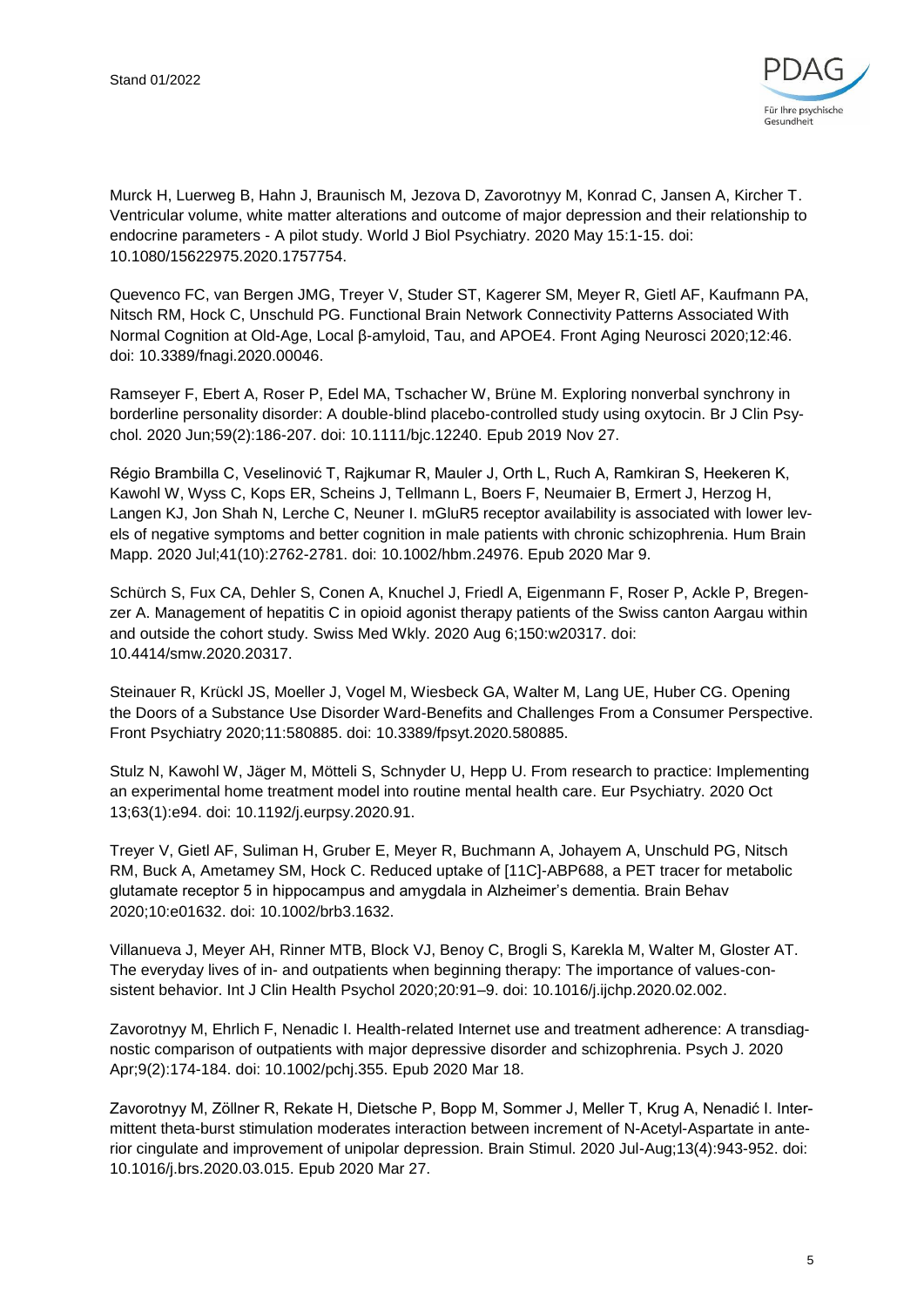Murck H, Luerweg B, Hahn J, Braunisch M, Jezova D, Zavorotnyy M, Konrad C, Jansen A, Kircher T. Ventricular volume, white matter alterations and outcome of major depression and their relationship to endocrine parameters - A pilot study. World J Biol Psychiatry. 2020 May 15:1-15. doi: 10.1080/15622975.2020.1757754.

Quevenco FC, van Bergen JMG, Treyer V, Studer ST, Kagerer SM, Meyer R, Gietl AF, Kaufmann PA, Nitsch RM, Hock C, Unschuld PG. Functional Brain Network Connectivity Patterns Associated With Normal Cognition at Old-Age, Local β-amyloid, Tau, and APOE4. Front Aging Neurosci 2020;12:46. doi: 10.3389/fnagi.2020.00046.

Ramseyer F, Ebert A, Roser P, Edel MA, Tschacher W, Brüne M. Exploring nonverbal synchrony in borderline personality disorder: A double-blind placebo-controlled study using oxytocin. Br J Clin Psychol. 2020 Jun;59(2):186-207. doi: 10.1111/bjc.12240. Epub 2019 Nov 27.

Régio Brambilla C, Veselinović T, Rajkumar R, Mauler J, Orth L, Ruch A, Ramkiran S, Heekeren K, Kawohl W, Wyss C, Kops ER, Scheins J, Tellmann L, Boers F, Neumaier B, Ermert J, Herzog H, Langen KJ, Jon Shah N, Lerche C, Neuner I. mGluR5 receptor availability is associated with lower levels of negative symptoms and better cognition in male patients with chronic schizophrenia. Hum Brain Mapp. 2020 Jul;41(10):2762-2781. doi: 10.1002/hbm.24976. Epub 2020 Mar 9.

Schürch S, Fux CA, Dehler S, Conen A, Knuchel J, Friedl A, Eigenmann F, Roser P, Ackle P, Bregenzer A. Management of hepatitis C in opioid agonist therapy patients of the Swiss canton Aargau within and outside the cohort study. Swiss Med Wkly. 2020 Aug 6;150:w20317. doi: 10.4414/smw.2020.20317.

Steinauer R, Krückl JS, Moeller J, Vogel M, Wiesbeck GA, Walter M, Lang UE, Huber CG. Opening the Doors of a Substance Use Disorder Ward-Benefits and Challenges From a Consumer Perspective. Front Psychiatry 2020;11:580885. doi: 10.3389/fpsyt.2020.580885.

Stulz N, Kawohl W, Jäger M, Mötteli S, Schnyder U, Hepp U. From research to practice: Implementing an experimental home treatment model into routine mental health care. Eur Psychiatry. 2020 Oct 13;63(1):e94. doi: 10.1192/j.eurpsy.2020.91.

Treyer V, Gietl AF, Suliman H, Gruber E, Meyer R, Buchmann A, Johayem A, Unschuld PG, Nitsch RM, Buck A, Ametamey SM, Hock C. Reduced uptake of [11C]-ABP688, a PET tracer for metabolic glutamate receptor 5 in hippocampus and amygdala in Alzheimer's dementia. Brain Behav 2020;10:e01632. doi: 10.1002/brb3.1632.

Villanueva J, Meyer AH, Rinner MTB, Block VJ, Benoy C, Brogli S, Karekla M, Walter M, Gloster AT. The everyday lives of in- and outpatients when beginning therapy: The importance of values-consistent behavior. Int J Clin Health Psychol 2020;20:91–9. doi: 10.1016/j.ijchp.2020.02.002.

Zavorotnyy M, Ehrlich F, Nenadic I. Health-related Internet use and treatment adherence: A transdiagnostic comparison of outpatients with major depressive disorder and schizophrenia. Psych J. 2020 Apr;9(2):174-184. doi: 10.1002/pchj.355. Epub 2020 Mar 18.

Zavorotnyy M, Zöllner R, Rekate H, Dietsche P, Bopp M, Sommer J, Meller T, Krug A, Nenadić I. Intermittent theta-burst stimulation moderates interaction between increment of N-Acetyl-Aspartate in anterior cingulate and improvement of unipolar depression. Brain Stimul. 2020 Jul-Aug;13(4):943-952. doi: 10.1016/j.brs.2020.03.015. Epub 2020 Mar 27.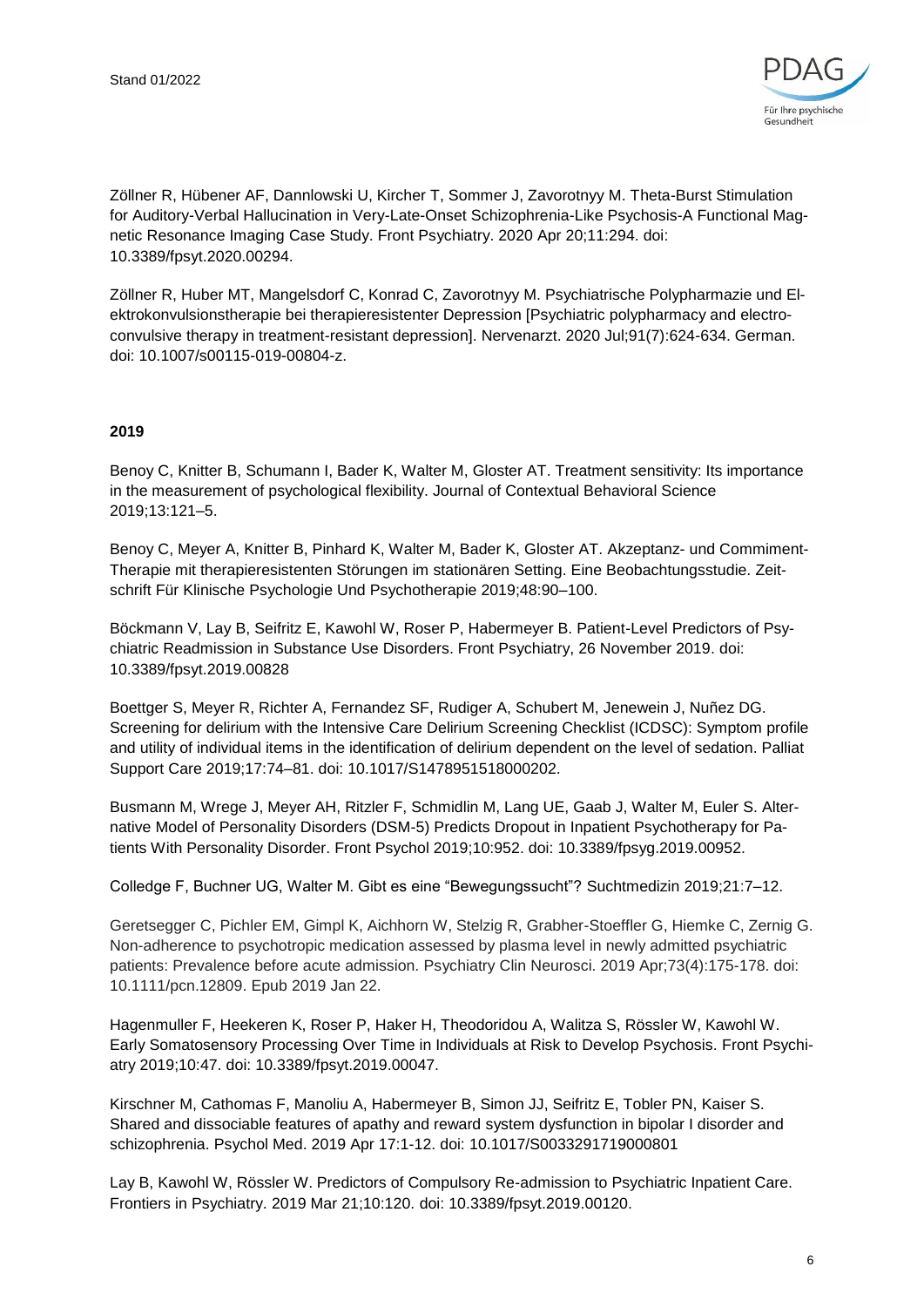Zöllner R, Hübener AF, Dannlowski U, Kircher T, Sommer J, Zavorotnyy M. Theta-Burst Stimulation for Auditory-Verbal Hallucination in Very-Late-Onset Schizophrenia-Like Psychosis-A Functional Magnetic Resonance Imaging Case Study. Front Psychiatry. 2020 Apr 20;11:294. doi: 10.3389/fpsyt.2020.00294.

Zöllner R, Huber MT, Mangelsdorf C, Konrad C, Zavorotnyy M. Psychiatrische Polypharmazie und Elektrokonvulsionstherapie bei therapieresistenter Depression [Psychiatric polypharmacy and electroconvulsive therapy in treatment-resistant depression]. Nervenarzt. 2020 Jul;91(7):624-634. German. doi: 10.1007/s00115-019-00804-z.

**2019**

Benoy C, Knitter B, Schumann I, Bader K, Walter M, Gloster AT. Treatment sensitivity: Its importance in the measurement of psychological flexibility. Journal of Contextual Behavioral Science 2019;13:121–5.

Benoy C, Meyer A, Knitter B, Pinhard K, Walter M, Bader K, Gloster AT. Akzeptanz- und Commiment-Therapie mit therapieresistenten Störungen im stationären Setting. Eine Beobachtungsstudie. Zeitschrift Für Klinische Psychologie Und Psychotherapie 2019;48:90–100.

Böckmann V, Lay B, Seifritz E, Kawohl W, Roser P, Habermeyer B. Patient-Level Predictors of Psychiatric Readmission in Substance Use Disorders. Front Psychiatry, 26 November 2019. doi: 10.3389/fpsyt.2019.00828

Boettger S, Meyer R, Richter A, Fernandez SF, Rudiger A, Schubert M, Jenewein J, Nuñez DG. Screening for delirium with the Intensive Care Delirium Screening Checklist (ICDSC): Symptom profile and utility of individual items in the identification of delirium dependent on the level of sedation. Palliat Support Care 2019;17:74–81. doi: 10.1017/S1478951518000202.

Busmann M, Wrege J, Meyer AH, Ritzler F, Schmidlin M, Lang UE, Gaab J, Walter M, Euler S. Alternative Model of Personality Disorders (DSM-5) Predicts Dropout in Inpatient Psychotherapy for Patients With Personality Disorder. Front Psychol 2019;10:952. doi: 10.3389/fpsyg.2019.00952.

Colledge F, Buchner UG, Walter M. Gibt es eine "Bewegungssucht"? Suchtmedizin 2019;21:7–12.

Geretsegger C, Pichler EM, Gimpl K, Aichhorn W, Stelzig R, Grabher-Stoeffler G, Hiemke C, Zernig G. Non-adherence to psychotropic medication assessed by plasma level in newly admitted psychiatric patients: Prevalence before acute admission. Psychiatry Clin Neurosci. 2019 Apr;73(4):175-178. doi: 10.1111/pcn.12809. Epub 2019 Jan 22.

Hagenmuller F, Heekeren K, Roser P, Haker H, Theodoridou A, Walitza S, Rössler W, Kawohl W. Early Somatosensory Processing Over Time in Individuals at Risk to Develop Psychosis. Front Psychiatry 2019;10:47. doi: 10.3389/fpsyt.2019.00047.

Kirschner M, Cathomas F, Manoliu A, Habermeyer B, Simon JJ, Seifritz E, Tobler PN, Kaiser S. Shared and dissociable features of apathy and reward system dysfunction in bipolar I disorder and schizophrenia. Psychol Med. 2019 Apr 17:1-12. doi: 10.1017/S0033291719000801

Lay B, Kawohl W, Rössler W. Predictors of Compulsory Re-admission to Psychiatric Inpatient Care. Frontiers in Psychiatry. 2019 Mar 21;10:120. doi: 10.3389/fpsyt.2019.00120.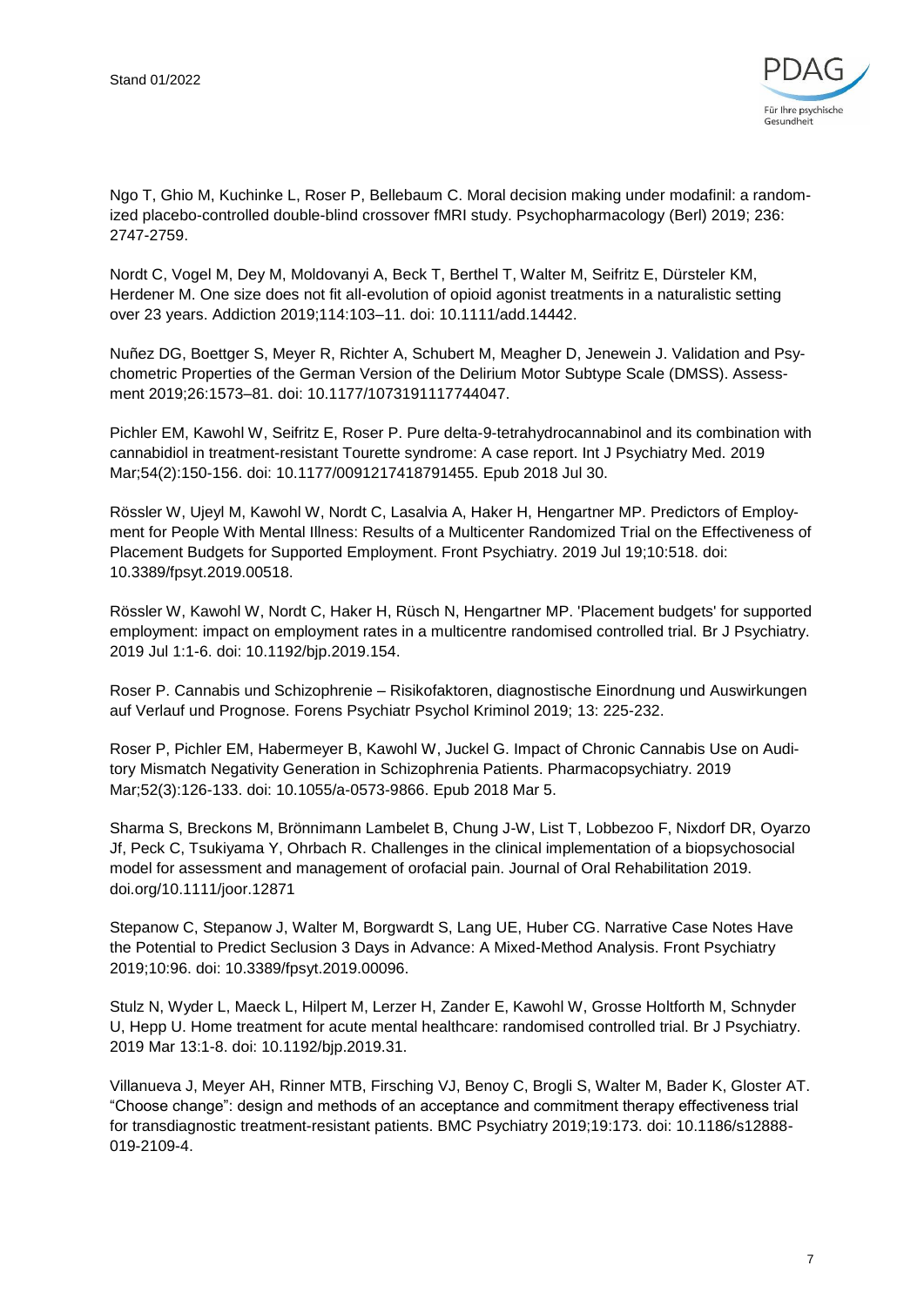Ngo T, Ghio M, Kuchinke L, Roser P, Bellebaum C. Moral decision making under modafinil: a randomized placebo-controlled double-blind crossover fMRI study. Psychopharmacology (Berl) 2019; 236: 2747-2759.

Nordt C, Vogel M, Dey M, Moldovanyi A, Beck T, Berthel T, Walter M, Seifritz E, Dürsteler KM, Herdener M. One size does not fit all-evolution of opioid agonist treatments in a naturalistic setting over 23 years. Addiction 2019;114:103–11. doi: 10.1111/add.14442.

Nuñez DG, Boettger S, Meyer R, Richter A, Schubert M, Meagher D, Jenewein J. Validation and Psychometric Properties of the German Version of the Delirium Motor Subtype Scale (DMSS). Assessment 2019;26:1573–81. doi: 10.1177/1073191117744047.

Pichler EM, Kawohl W, Seifritz E, Roser P. Pure delta-9-tetrahydrocannabinol and its combination with cannabidiol in treatment-resistant Tourette syndrome: A case report. Int J Psychiatry Med. 2019 Mar;54(2):150-156. doi: 10.1177/0091217418791455. Epub 2018 Jul 30.

Rössler W, Ujeyl M, Kawohl W, Nordt C, Lasalvia A, Haker H, Hengartner MP. Predictors of Employment for People With Mental Illness: Results of a Multicenter Randomized Trial on the Effectiveness of Placement Budgets for Supported Employment. Front Psychiatry. 2019 Jul 19;10:518. doi: 10.3389/fpsyt.2019.00518.

Rössler W, Kawohl W, Nordt C, Haker H, Rüsch N, Hengartner MP. 'Placement budgets' for supported employment: impact on employment rates in a multicentre randomised controlled trial. Br J Psychiatry. 2019 Jul 1:1-6. doi: 10.1192/bjp.2019.154.

Roser P. Cannabis und Schizophrenie – Risikofaktoren, diagnostische Einordnung und Auswirkungen auf Verlauf und Prognose. Forens Psychiatr Psychol Kriminol 2019; 13: 225-232.

Roser P, Pichler EM, Habermeyer B, Kawohl W, Juckel G. Impact of Chronic Cannabis Use on Auditory Mismatch Negativity Generation in Schizophrenia Patients. Pharmacopsychiatry. 2019 Mar;52(3):126-133. doi: 10.1055/a-0573-9866. Epub 2018 Mar 5.

Sharma S, Breckons M, Brönnimann Lambelet B, Chung J-W, List T, Lobbezoo F, Nixdorf DR, Oyarzo Jf, Peck C, Tsukiyama Y, Ohrbach R. Challenges in the clinical implementation of a biopsychosocial model for assessment and management of orofacial pain. Journal of Oral Rehabilitation 2019. doi.org/10.1111/joor.12871

Stepanow C, Stepanow J, Walter M, Borgwardt S, Lang UE, Huber CG. Narrative Case Notes Have the Potential to Predict Seclusion 3 Days in Advance: A Mixed-Method Analysis. Front Psychiatry 2019;10:96. doi: 10.3389/fpsyt.2019.00096.

Stulz N, Wyder L, Maeck L, Hilpert M, Lerzer H, Zander E, Kawohl W, Grosse Holtforth M, Schnyder U, Hepp U. Home treatment for acute mental healthcare: randomised controlled trial. Br J Psychiatry. 2019 Mar 13:1-8. doi: 10.1192/bjp.2019.31.

Villanueva J, Meyer AH, Rinner MTB, Firsching VJ, Benoy C, Brogli S, Walter M, Bader K, Gloster AT. “Choose change”: design and methods of an acceptance and commitment therapy effectiveness trial for transdiagnostic treatment-resistant patients. BMC Psychiatry 2019;19:173. doi: 10.1186/s12888-019-2109-4.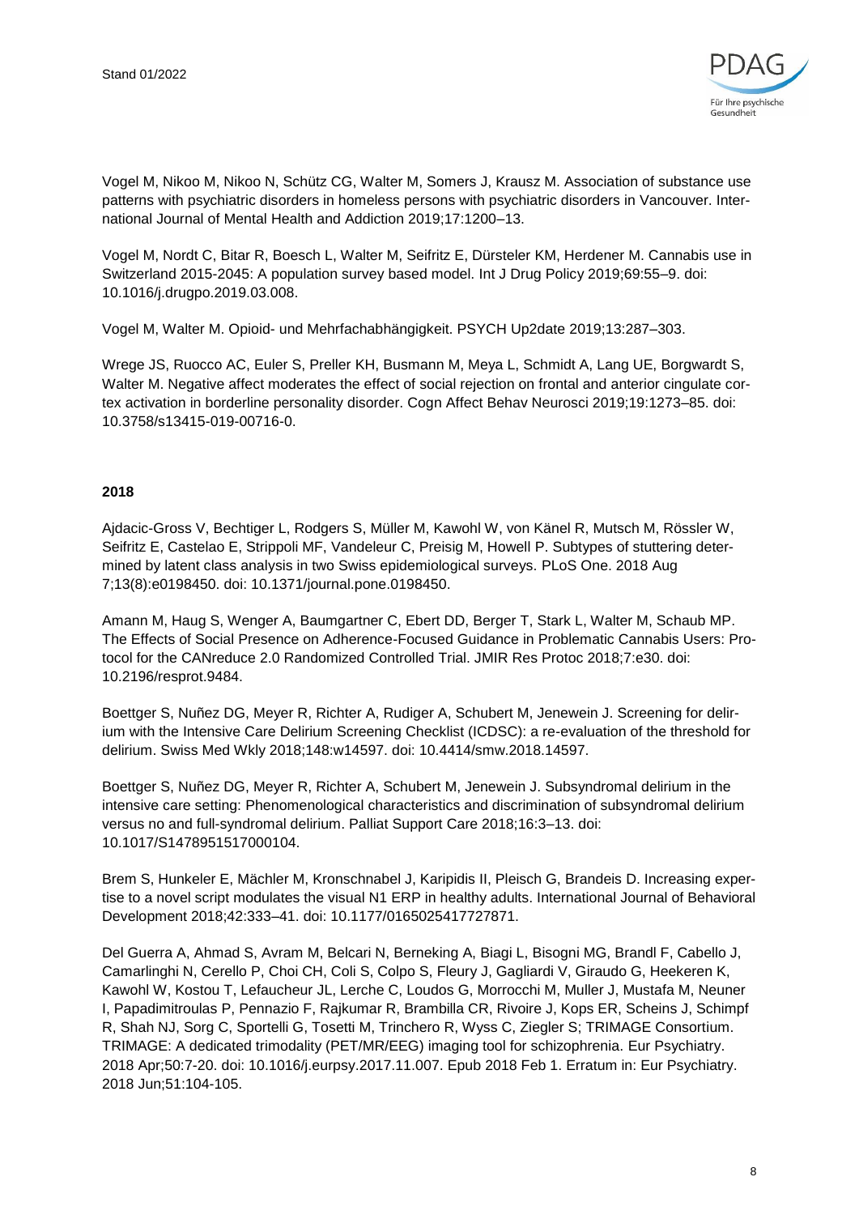Vogel M, Nikoo M, Nikoo N, Schütz CG, Walter M, Somers J, Krausz M. Association of substance use patterns with psychiatric disorders in homeless persons with psychiatric disorders in Vancouver. International Journal of Mental Health and Addiction 2019;17:1200–13.

Vogel M, Nordt C, Bitar R, Boesch L, Walter M, Seifritz E, Dürsteler KM, Herdener M. Cannabis use in Switzerland 2015-2045: A population survey based model. Int J Drug Policy 2019;69:55–9. doi: 10.1016/j.drugpo.2019.03.008.

Vogel M, Walter M. Opioid- und Mehrfachabhängigkeit. PSYCH Up2date 2019;13:287–303.

Wrege JS, Ruocco AC, Euler S, Preller KH, Busmann M, Meya L, Schmidt A, Lang UE, Borgwardt S, Walter M. Negative affect moderates the effect of social rejection on frontal and anterior cingulate cortex activation in borderline personality disorder. Cogn Affect Behav Neurosci 2019;19:1273–85. doi: 10.3758/s13415-019-00716-0.

**2018**

Ajdacic-Gross V, Bechtiger L, Rodgers S, Müller M, Kawohl W, von Känel R, Mutsch M, Rössler W, Seifritz E, Castelao E, Strippoli MF, Vandeleur C, Preisig M, Howell P. Subtypes of stuttering determined by latent class analysis in two Swiss epidemiological surveys. PLoS One. 2018 Aug 7;13(8):e0198450. doi: 10.1371/journal.pone.0198450.

Amann M, Haug S, Wenger A, Baumgartner C, Ebert DD, Berger T, Stark L, Walter M, Schaub MP. The Effects of Social Presence on Adherence-Focused Guidance in Problematic Cannabis Users: Protocol for the CANreduce 2.0 Randomized Controlled Trial. JMIR Res Protoc 2018;7:e30. doi: 10.2196/resprot.9484.

Boettger S, Nuñez DG, Meyer R, Richter A, Rudiger A, Schubert M, Jenewein J. Screening for delirium with the Intensive Care Delirium Screening Checklist (ICDSC): a re-evaluation of the threshold for delirium. Swiss Med Wkly 2018;148:w14597. doi: 10.4414/smw.2018.14597.

Boettger S, Nuñez DG, Meyer R, Richter A, Schubert M, Jenewein J. Subsyndromal delirium in the intensive care setting: Phenomenological characteristics and discrimination of subsyndromal delirium versus no and full-syndromal delirium. Palliat Support Care 2018;16:3–13. doi: 10.1017/S1478951517000104.

Brem S, Hunkeler E, Mächler M, Kronschnabel J, Karipidis II, Pleisch G, Brandeis D. Increasing expertise to a novel script modulates the visual N1 ERP in healthy adults. International Journal of Behavioral Development 2018;42:333–41. doi: 10.1177/0165025417727871.

Del Guerra A, Ahmad S, Avram M, Belcari N, Berneking A, Biagi L, Bisogni MG, Brandl F, Cabello J, Camarlinghi N, Cerello P, Choi CH, Coli S, Colpo S, Fleury J, Gagliardi V, Giraudo G, Heekeren K, Kawohl W, Kostou T, Lefaucheur JL, Lerche C, Loudos G, Morrocchi M, Muller J, Mustafa M, Neuner I, Papadimitroulas P, Pennazio F, Rajkumar R, Brambilla CR, Rivoire J, Kops ER, Scheins J, Schimpf R, Shah NJ, Sorg C, Sportelli G, Tosetti M, Trinchero R, Wyss C, Ziegler S; TRIMAGE Consortium. TRIMAGE: A dedicated trimodality (PET/MR/EEG) imaging tool for schizophrenia. Eur Psychiatry. 2018 Apr;50:7-20. doi: 10.1016/j.eurpsy.2017.11.007. Epub 2018 Feb 1. Erratum in: Eur Psychiatry. 2018 Jun;51:104-105.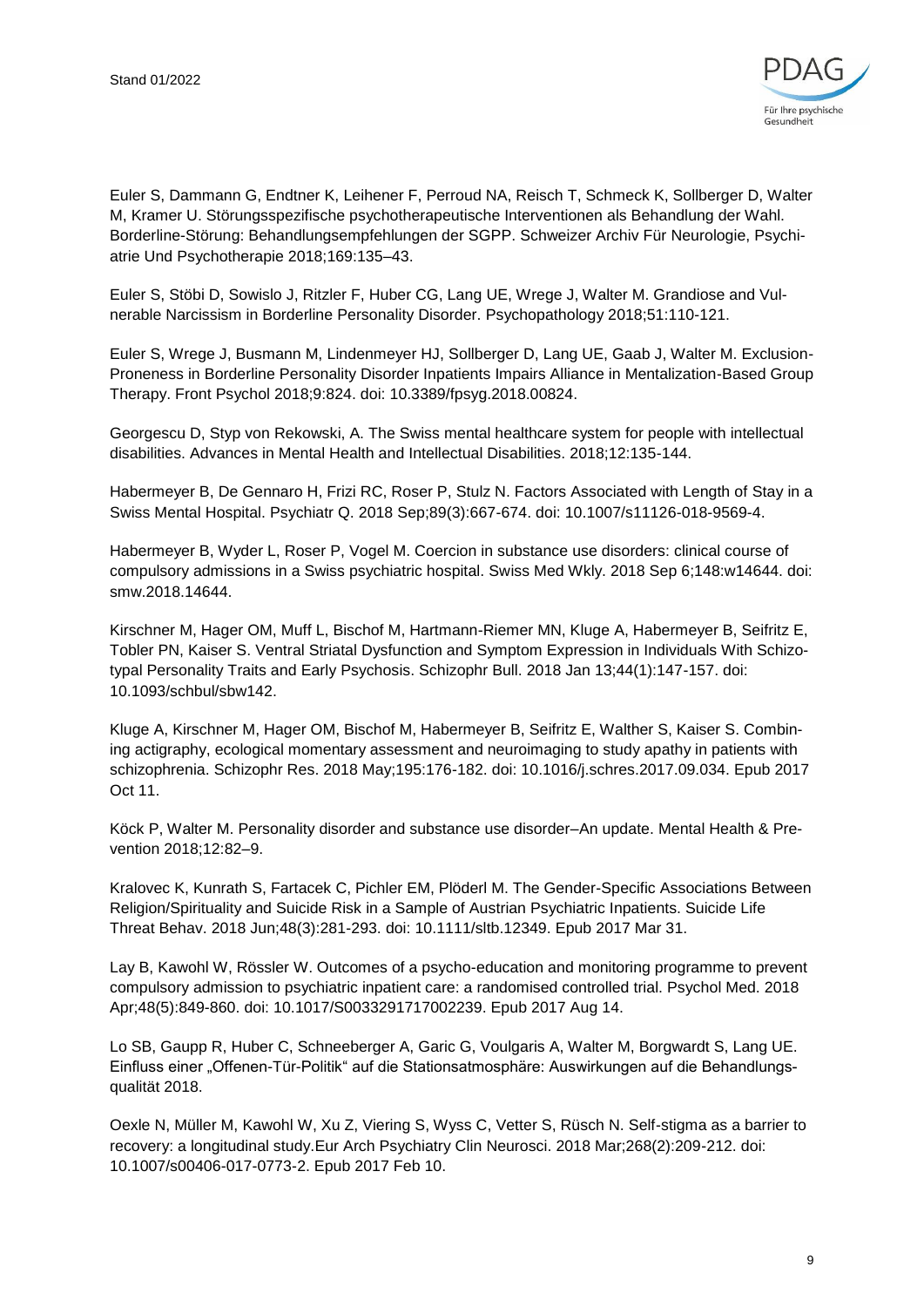Euler S, Dammann G, Endtner K, Leihener F, Perroud NA, Reisch T, Schmeck K, Sollberger D, Walter M, Kramer U. Störungsspezifische psychotherapeutische Interventionen als Behandlung der Wahl. Borderline-Störung: Behandlungsempfehlungen der SGPP. Schweizer Archiv Für Neurologie, Psychiatrie Und Psychotherapie 2018;169:135–43.

Euler S, Stöbi D, Sowislo J, Ritzler F, Huber CG, Lang UE, Wrege J, Walter M. Grandiose and Vulnerable Narcissism in Borderline Personality Disorder. Psychopathology 2018;51:110-121.

Euler S, Wrege J, Busmann M, Lindenmeyer HJ, Sollberger D, Lang UE, Gaab J, Walter M. Exclusion-Proneness in Borderline Personality Disorder Inpatients Impairs Alliance in Mentalization-Based Group Therapy. Front Psychol 2018;9:824. doi: 10.3389/fpsyg.2018.00824.

Georgescu D, Styp von Rekowski, A. The Swiss mental healthcare system for people with intellectual disabilities. Advances in Mental Health and Intellectual Disabilities. 2018;12:135-144.

Habermeyer B, De Gennaro H, Frizi RC, Roser P, Stulz N. Factors Associated with Length of Stay in a Swiss Mental Hospital. Psychiatr Q. 2018 Sep;89(3):667-674. doi: 10.1007/s11126-018-9569-4.

Habermeyer B, Wyder L, Roser P, Vogel M. Coercion in substance use disorders: clinical course of compulsory admissions in a Swiss psychiatric hospital. Swiss Med Wkly. 2018 Sep 6;148:w14644. doi: smw.2018.14644.

Kirschner M, Hager OM, Muff L, Bischof M, Hartmann-Riemer MN, Kluge A, Habermeyer B, Seifritz E, Tobler PN, Kaiser S. Ventral Striatal Dysfunction and Symptom Expression in Individuals With Schizotypal Personality Traits and Early Psychosis. Schizophr Bull. 2018 Jan 13;44(1):147-157. doi: 10.1093/schbul/sbw142.

Kluge A, Kirschner M, Hager OM, Bischof M, Habermeyer B, Seifritz E, Walther S, Kaiser S. Combining actigraphy, ecological momentary assessment and neuroimaging to study apathy in patients with schizophrenia. Schizophr Res. 2018 May;195:176-182. doi: 10.1016/j.schres.2017.09.034. Epub 2017 Oct 11.

Köck P, Walter M. Personality disorder and substance use disorder–An update. Mental Health & Prevention 2018;12:82–9.

Kralovec K, Kunrath S, Fartacek C, Pichler EM, Plöderl M. The Gender-Specific Associations Between Religion/Spirituality and Suicide Risk in a Sample of Austrian Psychiatric Inpatients. Suicide Life Threat Behav. 2018 Jun;48(3):281-293. doi: 10.1111/sltb.12349. Epub 2017 Mar 31.

Lay B, Kawohl W, Rössler W. Outcomes of a psycho-education and monitoring programme to prevent compulsory admission to psychiatric inpatient care: a randomised controlled trial. Psychol Med. 2018 Apr;48(5):849-860. doi: 10.1017/S0033291717002239. Epub 2017 Aug 14.

Lo SB, Gaupp R, Huber C, Schneeberger A, Garic G, Voulgaris A, Walter M, Borgwardt S, Lang UE. Einfluss einer „Offenen-Tür-Politik" auf die Stationsatmosphäre: Auswirkungen auf die Behandlungsqualität 2018.

Oexle N, Müller M, Kawohl W, Xu Z, Viering S, Wyss C, Vetter S, Rüsch N. Self-stigma as a barrier to recovery: a longitudinal study.Eur Arch Psychiatry Clin Neurosci. 2018 Mar;268(2):209-212. doi: 10.1007/s00406-017-0773-2. Epub 2017 Feb 10.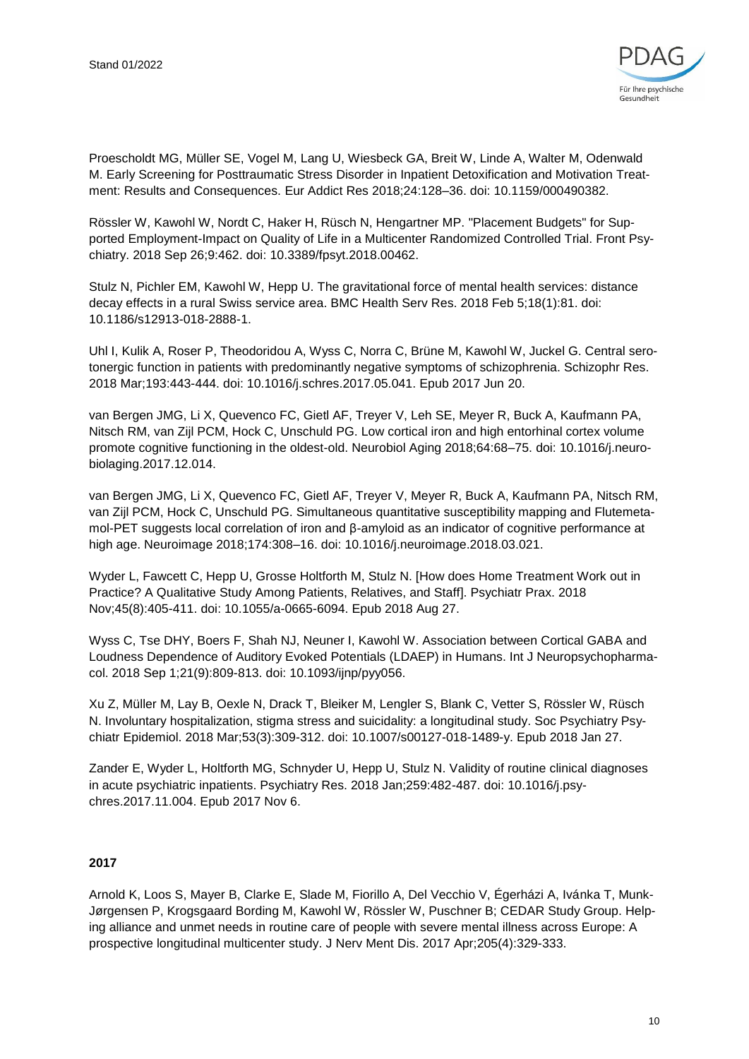Proescholdt MG, Müller SE, Vogel M, Lang U, Wiesbeck GA, Breit W, Linde A, Walter M, Odenwald M. Early Screening for Posttraumatic Stress Disorder in Inpatient Detoxification and Motivation Treatment: Results and Consequences. Eur Addict Res 2018;24:128–36. doi: 10.1159/000490382.

Rössler W, Kawohl W, Nordt C, Haker H, Rüsch N, Hengartner MP. "Placement Budgets" for Supported Employment-Impact on Quality of Life in a Multicenter Randomized Controlled Trial. Front Psychiatry. 2018 Sep 26;9:462. doi: 10.3389/fpsyt.2018.00462.

Stulz N, Pichler EM, Kawohl W, Hepp U. The gravitational force of mental health services: distance decay effects in a rural Swiss service area. BMC Health Serv Res. 2018 Feb 5;18(1):81. doi: 10.1186/s12913-018-2888-1.

Uhl I, Kulik A, Roser P, Theodoridou A, Wyss C, Norra C, Brüne M, Kawohl W, Juckel G. Central serotonergic function in patients with predominantly negative symptoms of schizophrenia. Schizophr Res. 2018 Mar;193:443-444. doi: 10.1016/j.schres.2017.05.041. Epub 2017 Jun 20.

van Bergen JMG, Li X, Quevenco FC, Gietl AF, Treyer V, Leh SE, Meyer R, Buck A, Kaufmann PA, Nitsch RM, van Zijl PCM, Hock C, Unschuld PG. Low cortical iron and high entorhinal cortex volume promote cognitive functioning in the oldest-old. Neurobiol Aging 2018;64:68–75. doi: 10.1016/j.neurobiolaging.2017.12.014.

van Bergen JMG, Li X, Quevenco FC, Gietl AF, Treyer V, Meyer R, Buck A, Kaufmann PA, Nitsch RM, van Zijl PCM, Hock C, Unschuld PG. Simultaneous quantitative susceptibility mapping and Flutemetamol-PET suggests local correlation of iron and β-amyloid as an indicator of cognitive performance at high age. Neuroimage 2018;174:308–16. doi: 10.1016/j.neuroimage.2018.03.021.

Wyder L, Fawcett C, Hepp U, Grosse Holtforth M, Stulz N. [How does Home Treatment Work out in Practice? A Qualitative Study Among Patients, Relatives, and Staff]. Psychiatr Prax. 2018 Nov;45(8):405-411. doi: 10.1055/a-0665-6094. Epub 2018 Aug 27.

Wyss C, Tse DHY, Boers F, Shah NJ, Neuner I, Kawohl W. Association between Cortical GABA and Loudness Dependence of Auditory Evoked Potentials (LDAEP) in Humans. Int J Neuropsychopharmacol. 2018 Sep 1;21(9):809-813. doi: 10.1093/ijnp/pyy056.

Xu Z, Müller M, Lay B, Oexle N, Drack T, Bleiker M, Lengler S, Blank C, Vetter S, Rössler W, Rüsch N. Involuntary hospitalization, stigma stress and suicidality: a longitudinal study. Soc Psychiatry Psychiatr Epidemiol. 2018 Mar;53(3):309-312. doi: 10.1007/s00127-018-1489-y. Epub 2018 Jan 27.

Zander E, Wyder L, Holtforth MG, Schnyder U, Hepp U, Stulz N. Validity of routine clinical diagnoses in acute psychiatric inpatients. Psychiatry Res. 2018 Jan;259:482-487. doi: 10.1016/j.psychres.2017.11.004. Epub 2017 Nov 6.

**2017**

Arnold K, Loos S, Mayer B, Clarke E, Slade M, Fiorillo A, Del Vecchio V, Égerházi A, Ivánka T, Munk-Jørgensen P, Krogsgaard Bording M, Kawohl W, Rössler W, Puschner B; CEDAR Study Group. Helping alliance and unmet needs in routine care of people with severe mental illness across Europe: A prospective longitudinal multicenter study. J Nerv Ment Dis. 2017 Apr;205(4):329-333.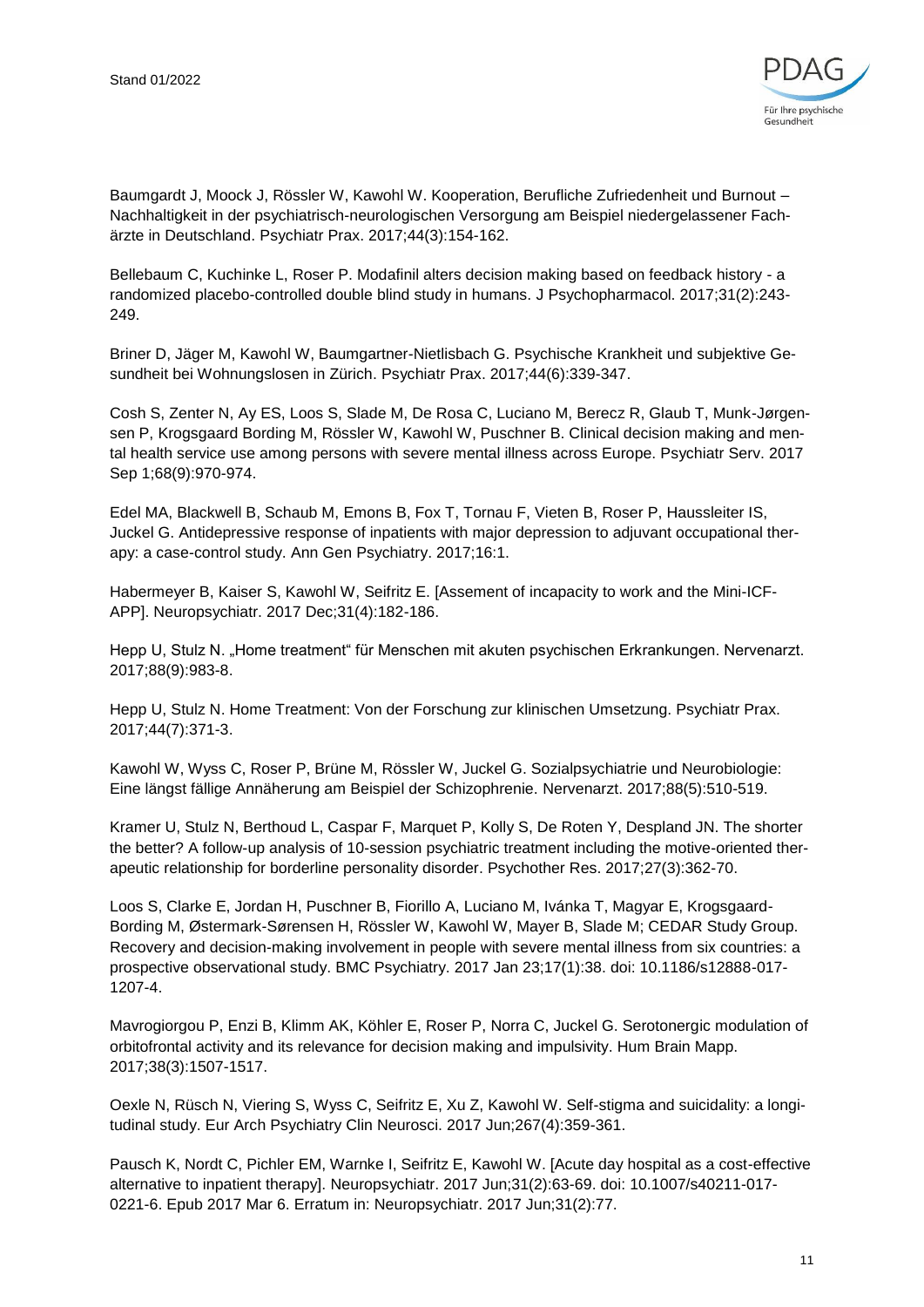Baumgardt J, Moock J, Rössler W, Kawohl W. Kooperation, Berufliche Zufriedenheit und Burnout – Nachhaltigkeit in der psychiatrisch-neurologischen Versorgung am Beispiel niedergelassener Fachärzte in Deutschland. Psychiatr Prax. 2017;44(3):154-162.

Bellebaum C, Kuchinke L, Roser P. Modafinil alters decision making based on feedback history - a randomized placebo-controlled double blind study in humans. J Psychopharmacol. 2017;31(2):243-249.

Briner D, Jäger M, Kawohl W, Baumgartner-Nietlisbach G. Psychische Krankheit und subjektive Gesundheit bei Wohnungslosen in Zürich. Psychiatr Prax. 2017;44(6):339-347.

Cosh S, Zenter N, Ay ES, Loos S, Slade M, De Rosa C, Luciano M, Berecz R, Glaub T, Munk-Jørgensen P, Krogsgaard Bording M, Rössler W, Kawohl W, Puschner B. Clinical decision making and mental health service use among persons with severe mental illness across Europe. Psychiatr Serv. 2017 Sep 1;68(9):970-974.

Edel MA, Blackwell B, Schaub M, Emons B, Fox T, Tornau F, Vieten B, Roser P, Haussleiter IS, Juckel G. Antidepressive response of inpatients with major depression to adjuvant occupational therapy: a case-control study. Ann Gen Psychiatry. 2017;16:1.

Habermeyer B, Kaiser S, Kawohl W, Seifritz E. [Assement of incapacity to work and the Mini-ICF-APP]. Neuropsychiatr. 2017 Dec;31(4):182-186.

Hepp U, Stulz N. „Home treatment“ für Menschen mit akuten psychischen Erkrankungen. Nervenarzt. 2017;88(9):983-8.

Hepp U, Stulz N. Home Treatment: Von der Forschung zur klinischen Umsetzung. Psychiatr Prax. 2017;44(7):371-3.

Kawohl W, Wyss C, Roser P, Brüne M, Rössler W, Juckel G. Sozialpsychiatrie und Neurobiologie: Eine längst fällige Annäherung am Beispiel der Schizophrenie. Nervenarzt. 2017;88(5):510-519.

Kramer U, Stulz N, Berthoud L, Caspar F, Marquet P, Kolly S, De Roten Y, Despland JN. The shorter the better? A follow-up analysis of 10-session psychiatric treatment including the motive-oriented therapeutic relationship for borderline personality disorder. Psychother Res. 2017;27(3):362-70.

Loos S, Clarke E, Jordan H, Puschner B, Fiorillo A, Luciano M, Ivánka T, Magyar E, Krogsgaard-Bording M, Østermark-Sørensen H, Rössler W, Kawohl W, Mayer B, Slade M; CEDAR Study Group. Recovery and decision-making involvement in people with severe mental illness from six countries: a prospective observational study. BMC Psychiatry. 2017 Jan 23;17(1):38. doi: 10.1186/s12888-017-1207-4.

Mavrogiorgou P, Enzi B, Klimm AK, Köhler E, Roser P, Norra C, Juckel G. Serotonergic modulation of orbitofrontal activity and its relevance for decision making and impulsivity. Hum Brain Mapp. 2017;38(3):1507-1517.

Oexle N, Rüsch N, Viering S, Wyss C, Seifritz E, Xu Z, Kawohl W. Self-stigma and suicidality: a longitudinal study. Eur Arch Psychiatry Clin Neurosci. 2017 Jun;267(4):359-361.

Pausch K, Nordt C, Pichler EM, Warnke I, Seifritz E, Kawohl W. [Acute day hospital as a cost-effective alternative to inpatient therapy]. Neuropsychiatr. 2017 Jun;31(2):63-69. doi: 10.1007/s40211-017-0221-6. Epub 2017 Mar 6. Erratum in: Neuropsychiatr. 2017 Jun;31(2):77.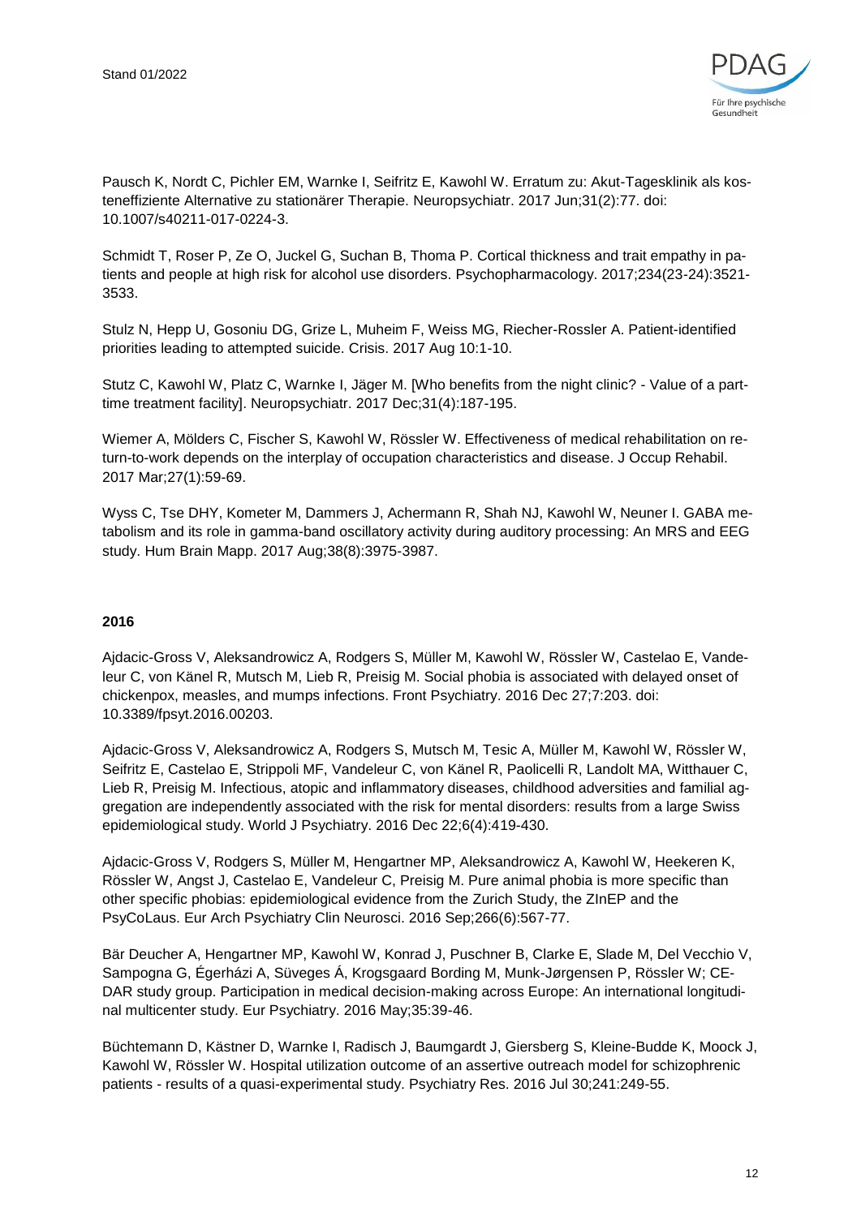Pausch K, Nordt C, Pichler EM, Warnke I, Seifritz E, Kawohl W. Erratum zu: Akut-Tagesklinik als kosteneffiziente Alternative zu stationärer Therapie. Neuropsychiatr. 2017 Jun;31(2):77. doi: 10.1007/s40211-017-0224-3.

Schmidt T, Roser P, Ze O, Juckel G, Suchan B, Thoma P. Cortical thickness and trait empathy in patients and people at high risk for alcohol use disorders. Psychopharmacology. 2017;234(23-24):3521-3533.

Stulz N, Hepp U, Gosoniu DG, Grize L, Muheim F, Weiss MG, Riecher-Rossler A. Patient-identified priorities leading to attempted suicide. Crisis. 2017 Aug 10:1-10.

Stutz C, Kawohl W, Platz C, Warnke I, Jäger M. [Who benefits from the night clinic? - Value of a part-time treatment facility]. Neuropsychiatr. 2017 Dec;31(4):187-195.

Wiemer A, Mölders C, Fischer S, Kawohl W, Rössler W. Effectiveness of medical rehabilitation on return-to-work depends on the interplay of occupation characteristics and disease. J Occup Rehabil. 2017 Mar;27(1):59-69.

Wyss C, Tse DHY, Kometer M, Dammers J, Achermann R, Shah NJ, Kawohl W, Neuner I. GABA metabolism and its role in gamma-band oscillatory activity during auditory processing: An MRS and EEG study. Hum Brain Mapp. 2017 Aug;38(8):3975-3987.

**2016**

Ajdacic-Gross V, Aleksandrowicz A, Rodgers S, Müller M, Kawohl W, Rössler W, Castelao E, Vandeleur C, von Känel R, Mutsch M, Lieb R, Preisig M. Social phobia is associated with delayed onset of chickenpox, measles, and mumps infections. Front Psychiatry. 2016 Dec 27;7:203. doi: 10.3389/fpsyt.2016.00203.

Ajdacic-Gross V, Aleksandrowicz A, Rodgers S, Mutsch M, Tesic A, Müller M, Kawohl W, Rössler W, Seifritz E, Castelao E, Strippoli MF, Vandeleur C, von Känel R, Paolicelli R, Landolt MA, Witthauer C, Lieb R, Preisig M. Infectious, atopic and inflammatory diseases, childhood adversities and familial aggregation are independently associated with the risk for mental disorders: results from a large Swiss epidemiological study. World J Psychiatry. 2016 Dec 22;6(4):419-430.

Ajdacic-Gross V, Rodgers S, Müller M, Hengartner MP, Aleksandrowicz A, Kawohl W, Heekeren K, Rössler W, Angst J, Castelao E, Vandeleur C, Preisig M. Pure animal phobia is more specific than other specific phobias: epidemiological evidence from the Zurich Study, the ZInEP and the PsyCoLaus. Eur Arch Psychiatry Clin Neurosci. 2016 Sep;266(6):567-77.

Bär Deucher A, Hengartner MP, Kawohl W, Konrad J, Puschner B, Clarke E, Slade M, Del Vecchio V, Sampogna G, Égerházi A, Süveges Á, Krogsgaard Bording M, Munk-Jørgensen P, Rössler W; CEDAR study group. Participation in medical decision-making across Europe: An international longitudinal multicenter study. Eur Psychiatry. 2016 May;35:39-46.

Büchtemann D, Kästner D, Warnke I, Radisch J, Baumgardt J, Giersberg S, Kleine-Budde K, Moock J, Kawohl W, Rössler W. Hospital utilization outcome of an assertive outreach model for schizophrenic patients - results of a quasi-experimental study. Psychiatry Res. 2016 Jul 30;241:249-55.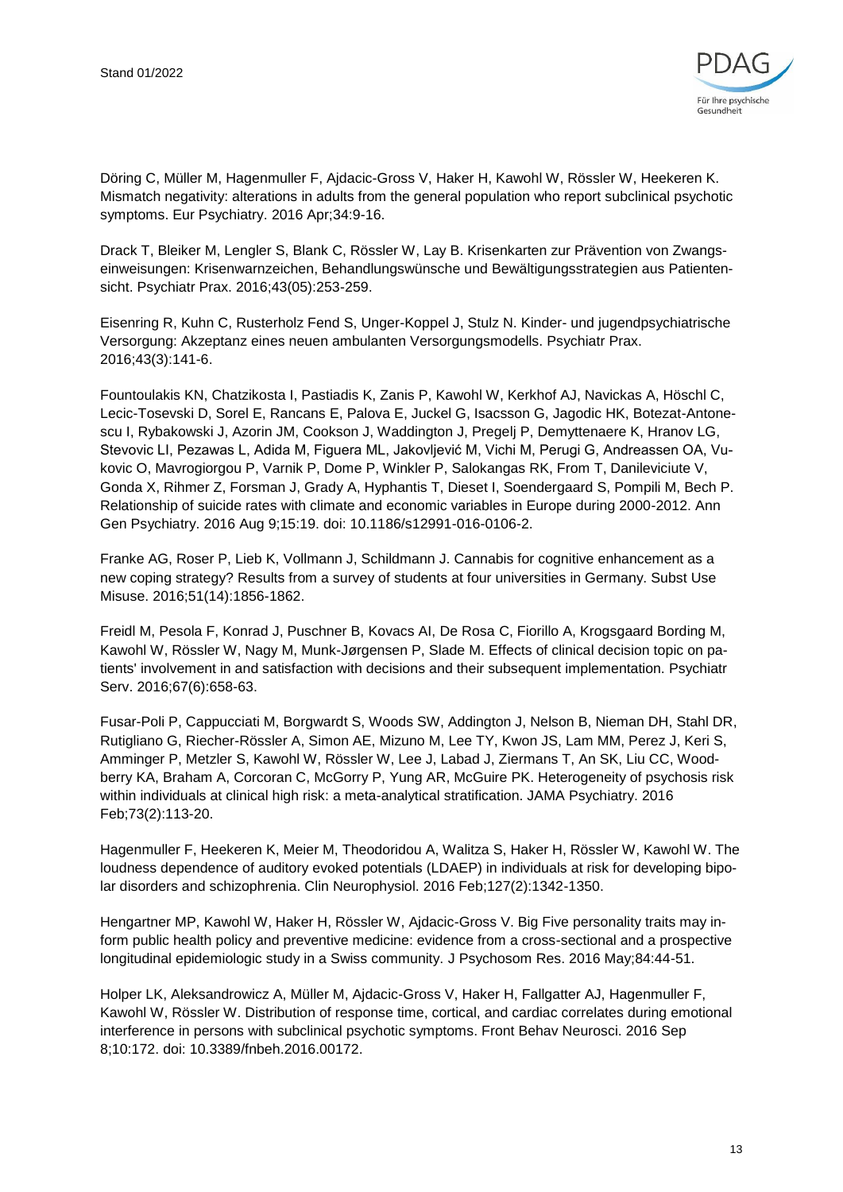Döring C, Müller M, Hagenmuller F, Ajdacic-Gross V, Haker H, Kawohl W, Rössler W, Heekeren K. Mismatch negativity: alterations in adults from the general population who report subclinical psychotic symptoms. Eur Psychiatry. 2016 Apr;34:9-16.

Drack T, Bleiker M, Lengler S, Blank C, Rössler W, Lay B. Krisenkarten zur Prävention von Zwangseinweisungen: Krisenwarnzeichen, Behandlungswünsche und Bewältigungsstrategien aus Patientensicht. Psychiatr Prax. 2016;43(05):253-259.

Eisenring R, Kuhn C, Rusterholz Fend S, Unger-Koppel J, Stulz N. Kinder- und jugendpsychiatrische Versorgung: Akzeptanz eines neuen ambulanten Versorgungsmodells. Psychiatr Prax. 2016;43(3):141-6.

Fountoulakis KN, Chatzikosta I, Pastiadis K, Zanis P, Kawohl W, Kerkhof AJ, Navickas A, Höschl C, Lecic-Tosevski D, Sorel E, Rancans E, Palova E, Juckel G, Isacsson G, Jagodic HK, Botezat-Antonescu I, Rybakowski J, Azorin JM, Cookson J, Waddington J, Pregelj P, Demyttenaere K, Hranov LG, Stevovic LI, Pezawas L, Adida M, Figuera ML, Jakovljević M, Vichi M, Perugi G, Andreassen OA, Vukovic O, Mavrogiorgou P, Varnik P, Dome P, Winkler P, Salokangas RK, From T, Danileviciute V, Gonda X, Rihmer Z, Forsman J, Grady A, Hyphantis T, Dieset I, Soendergaard S, Pompili M, Bech P. Relationship of suicide rates with climate and economic variables in Europe during 2000-2012. Ann Gen Psychiatry. 2016 Aug 9;15:19. doi: 10.1186/s12991-016-0106-2.

Franke AG, Roser P, Lieb K, Vollmann J, Schildmann J. Cannabis for cognitive enhancement as a new coping strategy? Results from a survey of students at four universities in Germany. Subst Use Misuse. 2016;51(14):1856-1862.

Freidl M, Pesola F, Konrad J, Puschner B, Kovacs AI, De Rosa C, Fiorillo A, Krogsgaard Bording M, Kawohl W, Rössler W, Nagy M, Munk-Jørgensen P, Slade M. Effects of clinical decision topic on patients' involvement in and satisfaction with decisions and their subsequent implementation. Psychiatr Serv. 2016;67(6):658-63.

Fusar-Poli P, Cappucciati M, Borgwardt S, Woods SW, Addington J, Nelson B, Nieman DH, Stahl DR, Rutigliano G, Riecher-Rössler A, Simon AE, Mizuno M, Lee TY, Kwon JS, Lam MM, Perez J, Keri S, Amminger P, Metzler S, Kawohl W, Rössler W, Lee J, Labad J, Ziermans T, An SK, Liu CC, Woodberry KA, Braham A, Corcoran C, McGorry P, Yung AR, McGuire PK. Heterogeneity of psychosis risk within individuals at clinical high risk: a meta-analytical stratification. JAMA Psychiatry. 2016 Feb;73(2):113-20.

Hagenmuller F, Heekeren K, Meier M, Theodoridou A, Walitza S, Haker H, Rössler W, Kawohl W. The loudness dependence of auditory evoked potentials (LDAEP) in individuals at risk for developing bipolar disorders and schizophrenia. Clin Neurophysiol. 2016 Feb;127(2):1342-1350.

Hengartner MP, Kawohl W, Haker H, Rössler W, Ajdacic-Gross V. Big Five personality traits may inform public health policy and preventive medicine: evidence from a cross-sectional and a prospective longitudinal epidemiologic study in a Swiss community. J Psychosom Res. 2016 May;84:44-51.

Holper LK, Aleksandrowicz A, Müller M, Ajdacic-Gross V, Haker H, Fallgatter AJ, Hagenmuller F, Kawohl W, Rössler W. Distribution of response time, cortical, and cardiac correlates during emotional interference in persons with subclinical psychotic symptoms. Front Behav Neurosci. 2016 Sep 8;10:172. doi: 10.3389/fnbeh.2016.00172.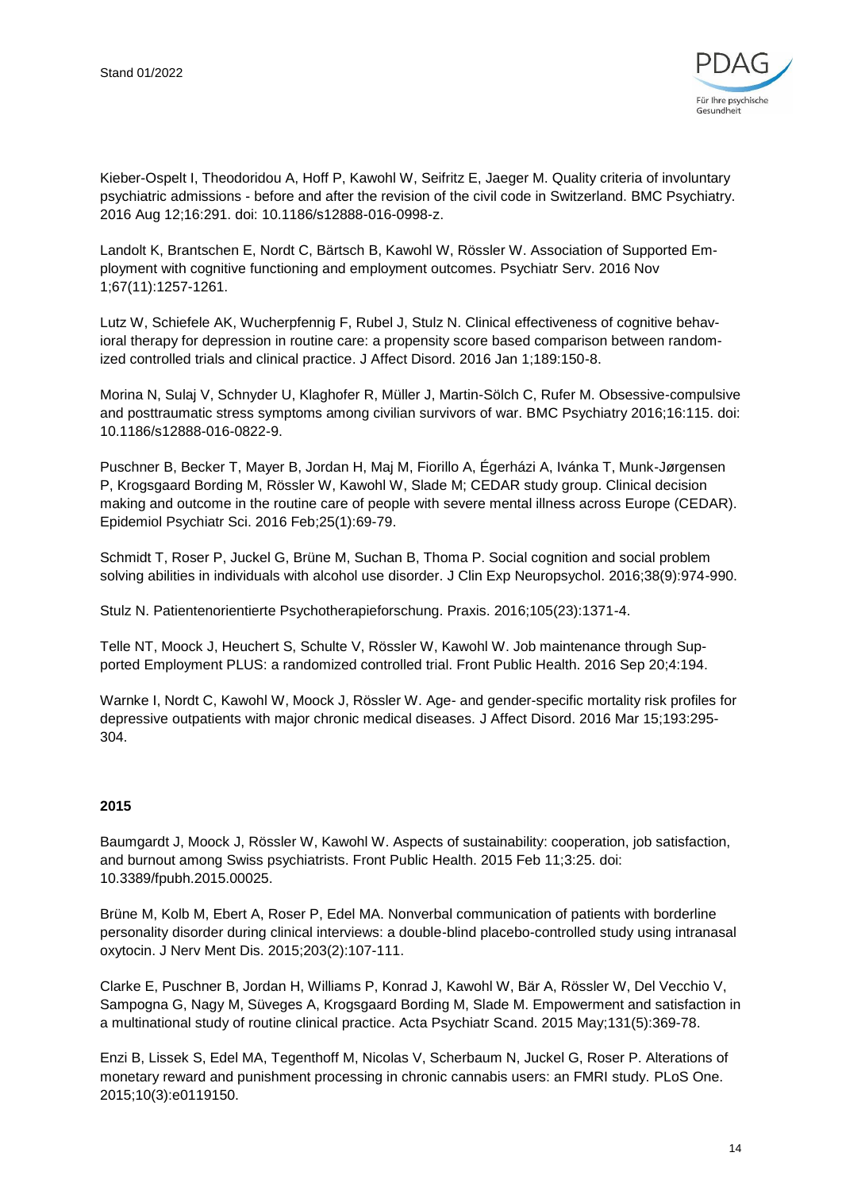Kieber-Ospelt I, Theodoridou A, Hoff P, Kawohl W, Seifritz E, Jaeger M. Quality criteria of involuntary psychiatric admissions - before and after the revision of the civil code in Switzerland. BMC Psychiatry. 2016 Aug 12;16:291. doi: 10.1186/s12888-016-0998-z.

Landolt K, Brantschen E, Nordt C, Bärtsch B, Kawohl W, Rössler W. Association of Supported Employment with cognitive functioning and employment outcomes. Psychiatr Serv. 2016 Nov 1;67(11):1257-1261.

Lutz W, Schiefele AK, Wucherpfennig F, Rubel J, Stulz N. Clinical effectiveness of cognitive behavioral therapy for depression in routine care: a propensity score based comparison between randomized controlled trials and clinical practice. J Affect Disord. 2016 Jan 1;189:150-8.

Morina N, Sulaj V, Schnyder U, Klaghofer R, Müller J, Martin-Sölch C, Rufer M. Obsessive-compulsive and posttraumatic stress symptoms among civilian survivors of war. BMC Psychiatry 2016;16:115. doi: 10.1186/s12888-016-0822-9.

Puschner B, Becker T, Mayer B, Jordan H, Maj M, Fiorillo A, Égerházi A, Ivánka T, Munk-Jørgensen P, Krogsgaard Bording M, Rössler W, Kawohl W, Slade M; CEDAR study group. Clinical decision making and outcome in the routine care of people with severe mental illness across Europe (CEDAR). Epidemiol Psychiatr Sci. 2016 Feb;25(1):69-79.

Schmidt T, Roser P, Juckel G, Brüne M, Suchan B, Thoma P. Social cognition and social problem solving abilities in individuals with alcohol use disorder. J Clin Exp Neuropsychol. 2016;38(9):974-990.

Stulz N. Patientenorientierte Psychotherapieforschung. Praxis. 2016;105(23):1371-4.

Telle NT, Moock J, Heuchert S, Schulte V, Rössler W, Kawohl W. Job maintenance through Supported Employment PLUS: a randomized controlled trial. Front Public Health. 2016 Sep 20;4:194.

Warnke I, Nordt C, Kawohl W, Moock J, Rössler W. Age- and gender-specific mortality risk profiles for depressive outpatients with major chronic medical diseases. J Affect Disord. 2016 Mar 15;193:295-304.

**2015**

Baumgardt J, Moock J, Rössler W, Kawohl W. Aspects of sustainability: cooperation, job satisfaction, and burnout among Swiss psychiatrists. Front Public Health. 2015 Feb 11;3:25. doi: 10.3389/fpubh.2015.00025.

Brüne M, Kolb M, Ebert A, Roser P, Edel MA. Nonverbal communication of patients with borderline personality disorder during clinical interviews: a double-blind placebo-controlled study using intranasal oxytocin. J Nerv Ment Dis. 2015;203(2):107-111.

Clarke E, Puschner B, Jordan H, Williams P, Konrad J, Kawohl W, Bär A, Rössler W, Del Vecchio V, Sampogna G, Nagy M, Süveges A, Krogsgaard Bording M, Slade M. Empowerment and satisfaction in a multinational study of routine clinical practice. Acta Psychiatr Scand. 2015 May;131(5):369-78.

Enzi B, Lissek S, Edel MA, Tegenthoff M, Nicolas V, Scherbaum N, Juckel G, Roser P. Alterations of monetary reward and punishment processing in chronic cannabis users: an FMRI study. PLoS One. 2015;10(3):e0119150.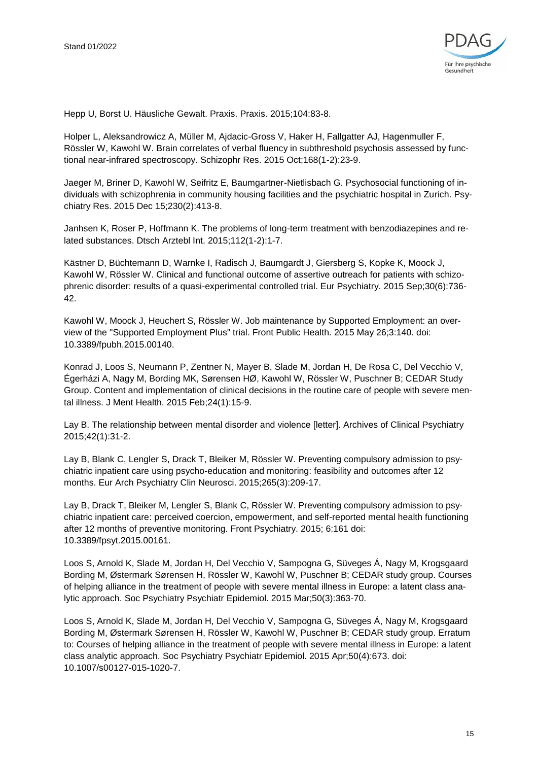Hepp U, Borst U. Häusliche Gewalt. Praxis. Praxis. 2015;104:83-8.

Holper L, Aleksandrowicz A, Müller M, Ajdacic-Gross V, Haker H, Fallgatter AJ, Hagenmuller F, Rössler W, Kawohl W. Brain correlates of verbal fluency in subthreshold psychosis assessed by functional near-infrared spectroscopy. Schizophr Res. 2015 Oct;168(1-2):23-9.

Jaeger M, Briner D, Kawohl W, Seifritz E, Baumgartner-Nietlisbach G. Psychosocial functioning of individuals with schizophrenia in community housing facilities and the psychiatric hospital in Zurich. Psychiatry Res. 2015 Dec 15;230(2):413-8.

Janhsen K, Roser P, Hoffmann K. The problems of long-term treatment with benzodiazepines and related substances. Dtsch Arztebl Int. 2015;112(1-2):1-7.

Kästner D, Büchtemann D, Warnke I, Radisch J, Baumgardt J, Giersberg S, Kopke K, Moock J, Kawohl W, Rössler W. Clinical and functional outcome of assertive outreach for patients with schizophrenic disorder: results of a quasi-experimental controlled trial. Eur Psychiatry. 2015 Sep;30(6):736-42.

Kawohl W, Moock J, Heuchert S, Rössler W. Job maintenance by Supported Employment: an overview of the "Supported Employment Plus" trial. Front Public Health. 2015 May 26;3:140. doi: 10.3389/fpubh.2015.00140.

Konrad J, Loos S, Neumann P, Zentner N, Mayer B, Slade M, Jordan H, De Rosa C, Del Vecchio V, Égerházi A, Nagy M, Bording MK, Sørensen HØ, Kawohl W, Rössler W, Puschner B; CEDAR Study Group. Content and implementation of clinical decisions in the routine care of people with severe mental illness. J Ment Health. 2015 Feb;24(1):15-9.

Lay B. The relationship between mental disorder and violence [letter]. Archives of Clinical Psychiatry 2015;42(1):31-2.

Lay B, Blank C, Lengler S, Drack T, Bleiker M, Rössler W. Preventing compulsory admission to psychiatric inpatient care using psycho-education and monitoring: feasibility and outcomes after 12 months. Eur Arch Psychiatry Clin Neurosci. 2015;265(3):209-17.

Lay B, Drack T, Bleiker M, Lengler S, Blank C, Rössler W. Preventing compulsory admission to psychiatric inpatient care: perceived coercion, empowerment, and self-reported mental health functioning after 12 months of preventive monitoring. Front Psychiatry. 2015; 6:161 doi: 10.3389/fpsyt.2015.00161.

Loos S, Arnold K, Slade M, Jordan H, Del Vecchio V, Sampogna G, Süveges Á, Nagy M, Krogsgaard Bording M, Østermark Sørensen H, Rössler W, Kawohl W, Puschner B; CEDAR study group. Courses of helping alliance in the treatment of people with severe mental illness in Europe: a latent class analytic approach. Soc Psychiatry Psychiatr Epidemiol. 2015 Mar;50(3):363-70.

Loos S, Arnold K, Slade M, Jordan H, Del Vecchio V, Sampogna G, Süveges Á, Nagy M, Krogsgaard Bording M, Østermark Sørensen H, Rössler W, Kawohl W, Puschner B; CEDAR study group. Erratum to: Courses of helping alliance in the treatment of people with severe mental illness in Europe: a latent class analytic approach. Soc Psychiatry Psychiatr Epidemiol. 2015 Apr;50(4):673. doi: 10.1007/s00127-015-1020-7.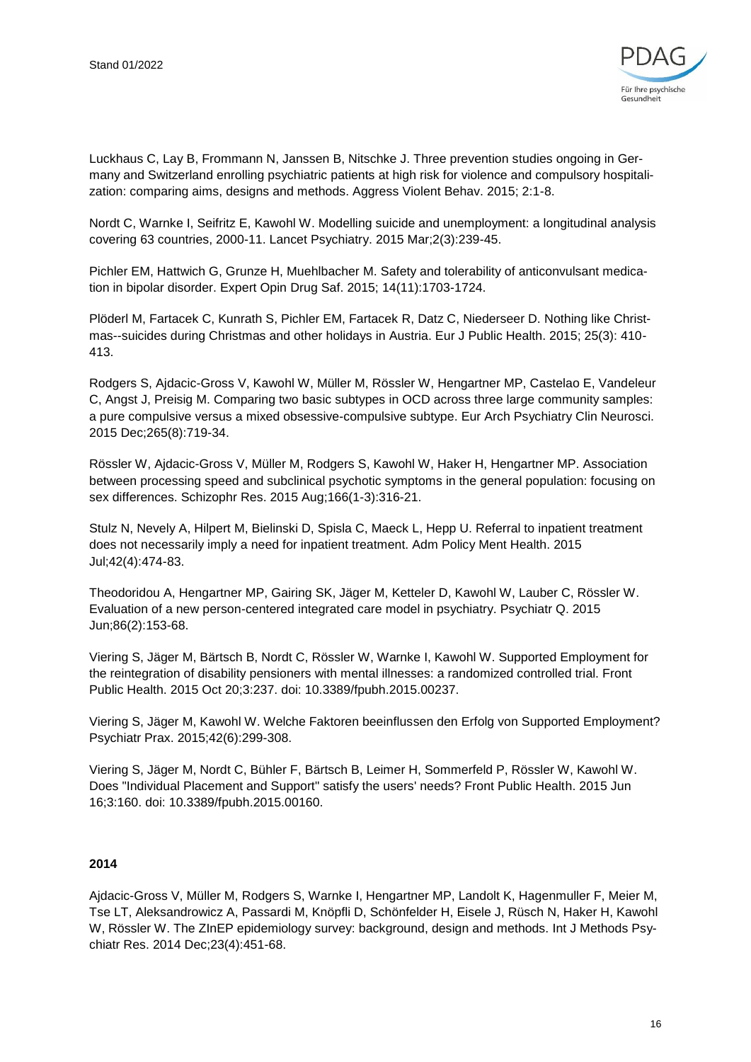Luckhaus C, Lay B, Frommann N, Janssen B, Nitschke J. Three prevention studies ongoing in Germany and Switzerland enrolling psychiatric patients at high risk for violence and compulsory hospitalization: comparing aims, designs and methods. Aggress Violent Behav. 2015; 2:1-8.

Nordt C, Warnke I, Seifritz E, Kawohl W. Modelling suicide and unemployment: a longitudinal analysis covering 63 countries, 2000-11. Lancet Psychiatry. 2015 Mar;2(3):239-45.

Pichler EM, Hattwich G, Grunze H, Muehlbacher M. Safety and tolerability of anticonvulsant medication in bipolar disorder. Expert Opin Drug Saf. 2015; 14(11):1703-1724.

Plöderl M, Fartacek C, Kunrath S, Pichler EM, Fartacek R, Datz C, Niederseer D. Nothing like Christmas--suicides during Christmas and other holidays in Austria. Eur J Public Health. 2015; 25(3): 410-413.

Rodgers S, Ajdacic-Gross V, Kawohl W, Müller M, Rössler W, Hengartner MP, Castelao E, Vandeleur C, Angst J, Preisig M. Comparing two basic subtypes in OCD across three large community samples: a pure compulsive versus a mixed obsessive-compulsive subtype. Eur Arch Psychiatry Clin Neurosci. 2015 Dec;265(8):719-34.

Rössler W, Ajdacic-Gross V, Müller M, Rodgers S, Kawohl W, Haker H, Hengartner MP. Association between processing speed and subclinical psychotic symptoms in the general population: focusing on sex differences. Schizophr Res. 2015 Aug;166(1-3):316-21.

Stulz N, Nevely A, Hilpert M, Bielinski D, Spisla C, Maeck L, Hepp U. Referral to inpatient treatment does not necessarily imply a need for inpatient treatment. Adm Policy Ment Health. 2015 Jul;42(4):474-83.

Theodoridou A, Hengartner MP, Gairing SK, Jäger M, Ketteler D, Kawohl W, Lauber C, Rössler W. Evaluation of a new person-centered integrated care model in psychiatry. Psychiatr Q. 2015 Jun;86(2):153-68.

Viering S, Jäger M, Bärtsch B, Nordt C, Rössler W, Warnke I, Kawohl W. Supported Employment for the reintegration of disability pensioners with mental illnesses: a randomized controlled trial. Front Public Health. 2015 Oct 20;3:237. doi: 10.3389/fpubh.2015.00237.

Viering S, Jäger M, Kawohl W. Welche Faktoren beeinflussen den Erfolg von Supported Employment? Psychiatr Prax. 2015;42(6):299-308.

Viering S, Jäger M, Nordt C, Bühler F, Bärtsch B, Leimer H, Sommerfeld P, Rössler W, Kawohl W. Does "Individual Placement and Support" satisfy the users' needs? Front Public Health. 2015 Jun 16;3:160. doi: 10.3389/fpubh.2015.00160.

**2014**

Ajdacic-Gross V, Müller M, Rodgers S, Warnke I, Hengartner MP, Landolt K, Hagenmuller F, Meier M, Tse LT, Aleksandrowicz A, Passardi M, Knöpfli D, Schönfelder H, Eisele J, Rüsch N, Haker H, Kawohl W, Rössler W. The ZInEP epidemiology survey: background, design and methods. Int J Methods Psychiatr Res. 2014 Dec;23(4):451-68.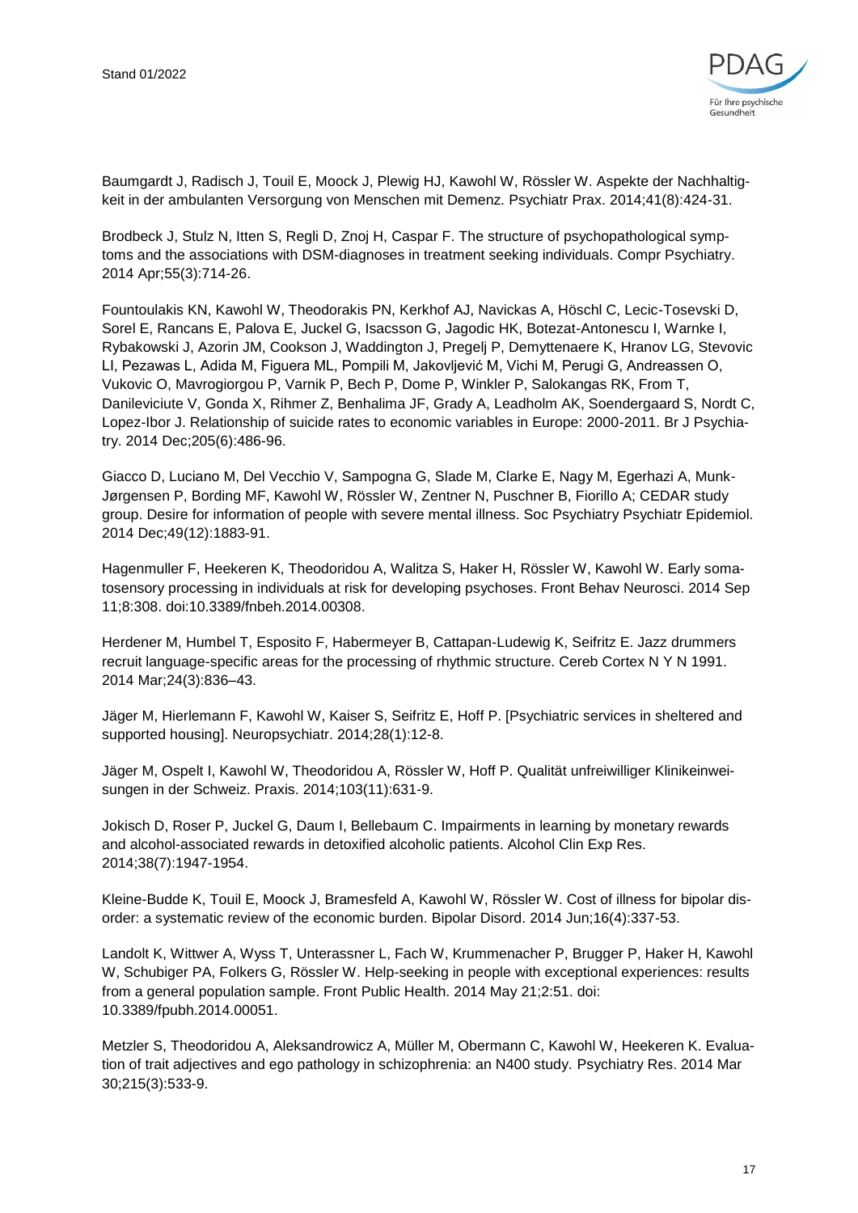Baumgardt J, Radisch J, Touil E, Moock J, Plewig HJ, Kawohl W, Rössler W. Aspekte der Nachhaltigkeit in der ambulanten Versorgung von Menschen mit Demenz. Psychiatr Prax. 2014;41(8):424-31.

Brodbeck J, Stulz N, Itten S, Regli D, Znoj H, Caspar F. The structure of psychopathological symptoms and the associations with DSM-diagnoses in treatment seeking individuals. Compr Psychiatry. 2014 Apr;55(3):714-26.

Fountoulakis KN, Kawohl W, Theodorakis PN, Kerkhof AJ, Navickas A, Höschl C, Lecic-Tosevski D, Sorel E, Rancans E, Palova E, Juckel G, Isacsson G, Jagodic HK, Botezat-Antonescu I, Warnke I, Rybakowski J, Azorin JM, Cookson J, Waddington J, Pregelj P, Demyttenaere K, Hranov LG, Stevovic LI, Pezawas L, Adida M, Figuera ML, Pompili M, Jakovljević M, Vichi M, Perugi G, Andreassen O, Vukovic O, Mavrogiorgou P, Varnik P, Bech P, Dome P, Winkler P, Salokangas RK, From T, Danileviciute V, Gonda X, Rihmer Z, Benhalima JF, Grady A, Leadholm AK, Soendergaard S, Nordt C, Lopez-Ibor J. Relationship of suicide rates to economic variables in Europe: 2000-2011. Br J Psychiatry. 2014 Dec;205(6):486-96.

Giacco D, Luciano M, Del Vecchio V, Sampogna G, Slade M, Clarke E, Nagy M, Egerhazi A, Munk-Jørgensen P, Bording MF, Kawohl W, Rössler W, Zentner N, Puschner B, Fiorillo A; CEDAR study group. Desire for information of people with severe mental illness. Soc Psychiatry Psychiatr Epidemiol. 2014 Dec;49(12):1883-91.

Hagenmuller F, Heekeren K, Theodoridou A, Walitza S, Haker H, Rössler W, Kawohl W. Early somatosensory processing in individuals at risk for developing psychoses. Front Behav Neurosci. 2014 Sep 11;8:308. doi:10.3389/fnbeh.2014.00308.

Herdener M, Humbel T, Esposito F, Habermeyer B, Cattapan-Ludewig K, Seifritz E. Jazz drummers recruit language-specific areas for the processing of rhythmic structure. Cereb Cortex N Y N 1991. 2014 Mar;24(3):836–43.

Jäger M, Hierlemann F, Kawohl W, Kaiser S, Seifritz E, Hoff P. [Psychiatric services in sheltered and supported housing]. Neuropsychiatr. 2014;28(1):12-8.

Jäger M, Ospelt I, Kawohl W, Theodoridou A, Rössler W, Hoff P. Qualität unfreiwilliger Klinikeinweisungen in der Schweiz. Praxis. 2014;103(11):631-9.

Jokisch D, Roser P, Juckel G, Daum I, Bellebaum C. Impairments in learning by monetary rewards and alcohol-associated rewards in detoxified alcoholic patients. Alcohol Clin Exp Res. 2014;38(7):1947-1954.

Kleine-Budde K, Touil E, Moock J, Bramesfeld A, Kawohl W, Rössler W. Cost of illness for bipolar disorder: a systematic review of the economic burden. Bipolar Disord. 2014 Jun;16(4):337-53.

Landolt K, Wittwer A, Wyss T, Unterassner L, Fach W, Krummenacher P, Brugger P, Haker H, Kawohl W, Schubiger PA, Folkers G, Rössler W. Help-seeking in people with exceptional experiences: results from a general population sample. Front Public Health. 2014 May 21;2:51. doi: 10.3389/fpubh.2014.00051.

Metzler S, Theodoridou A, Aleksandrowicz A, Müller M, Obermann C, Kawohl W, Heekeren K. Evaluation of trait adjectives and ego pathology in schizophrenia: an N400 study. Psychiatry Res. 2014 Mar 30;215(3):533-9.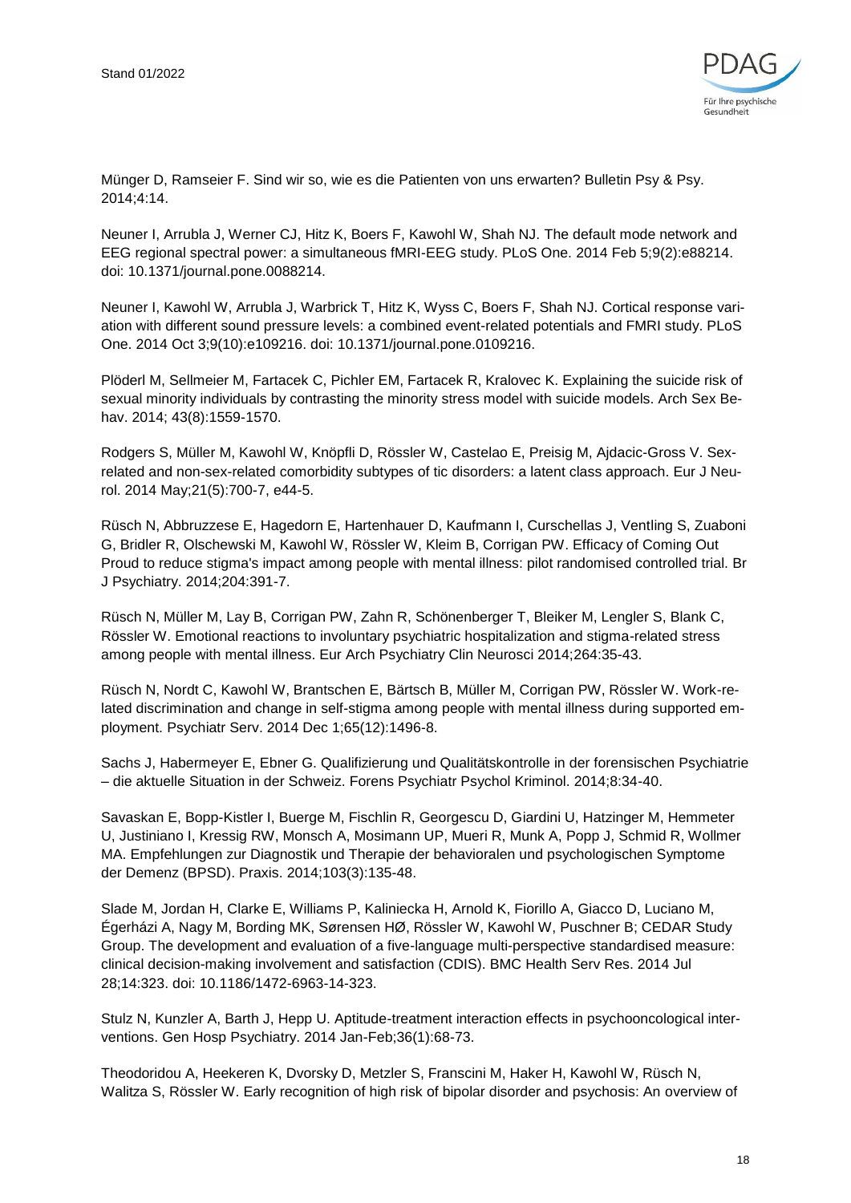Münger D, Ramseier F. Sind wir so, wie es die Patienten von uns erwarten? Bulletin Psy & Psy. 2014;4:14.

Neuner I, Arrubla J, Werner CJ, Hitz K, Boers F, Kawohl W, Shah NJ. The default mode network and EEG regional spectral power: a simultaneous fMRI-EEG study. PLoS One. 2014 Feb 5;9(2):e88214. doi: 10.1371/journal.pone.0088214.

Neuner I, Kawohl W, Arrubla J, Warbrick T, Hitz K, Wyss C, Boers F, Shah NJ. Cortical response variation with different sound pressure levels: a combined event-related potentials and FMRI study. PLoS One. 2014 Oct 3;9(10):e109216. doi: 10.1371/journal.pone.0109216.

Plöderl M, Sellmeier M, Fartacek C, Pichler EM, Fartacek R, Kralovec K. Explaining the suicide risk of sexual minority individuals by contrasting the minority stress model with suicide models. Arch Sex Behav. 2014; 43(8):1559-1570.

Rodgers S, Müller M, Kawohl W, Knöpfli D, Rössler W, Castelao E, Preisig M, Ajdacic-Gross V. Sex-related and non-sex-related comorbidity subtypes of tic disorders: a latent class approach. Eur J Neurol. 2014 May;21(5):700-7, e44-5.

Rüsch N, Abbruzzese E, Hagedorn E, Hartenhauer D, Kaufmann I, Curschellas J, Ventling S, Zuaboni G, Bridler R, Olschewski M, Kawohl W, Rössler W, Kleim B, Corrigan PW. Efficacy of Coming Out Proud to reduce stigma's impact among people with mental illness: pilot randomised controlled trial. Br J Psychiatry. 2014;204:391-7.

Rüsch N, Müller M, Lay B, Corrigan PW, Zahn R, Schönenberger T, Bleiker M, Lengler S, Blank C, Rössler W. Emotional reactions to involuntary psychiatric hospitalization and stigma-related stress among people with mental illness. Eur Arch Psychiatry Clin Neurosci 2014;264:35-43.

Rüsch N, Nordt C, Kawohl W, Brantschen E, Bärtsch B, Müller M, Corrigan PW, Rössler W. Work-related discrimination and change in self-stigma among people with mental illness during supported employment. Psychiatr Serv. 2014 Dec 1;65(12):1496-8.

Sachs J, Habermeyer E, Ebner G. Qualifizierung und Qualitätskontrolle in der forensischen Psychiatrie – die aktuelle Situation in der Schweiz. Forens Psychiatr Psychol Kriminol. 2014;8:34-40.

Savaskan E, Bopp-Kistler I, Buerge M, Fischlin R, Georgescu D, Giardini U, Hatzinger M, Hemmeter U, Justiniano I, Kressig RW, Monsch A, Mosimann UP, Mueri R, Munk A, Popp J, Schmid R, Wollmer MA. Empfehlungen zur Diagnostik und Therapie der behavioralen und psychologischen Symptome der Demenz (BPSD). Praxis. 2014;103(3):135-48.

Slade M, Jordan H, Clarke E, Williams P, Kaliniecka H, Arnold K, Fiorillo A, Giacco D, Luciano M, Égerházi A, Nagy M, Bording MK, Sørensen HØ, Rössler W, Kawohl W, Puschner B; CEDAR Study Group. The development and evaluation of a five-language multi-perspective standardised measure: clinical decision-making involvement and satisfaction (CDIS). BMC Health Serv Res. 2014 Jul 28;14:323. doi: 10.1186/1472-6963-14-323.

Stulz N, Kunzler A, Barth J, Hepp U. Aptitude-treatment interaction effects in psychooncological interventions. Gen Hosp Psychiatry. 2014 Jan-Feb;36(1):68-73.

Theodoridou A, Heekeren K, Dvorsky D, Metzler S, Franscini M, Haker H, Kawohl W, Rüsch N, Walitza S, Rössler W. Early recognition of high risk of bipolar disorder and psychosis: An overview of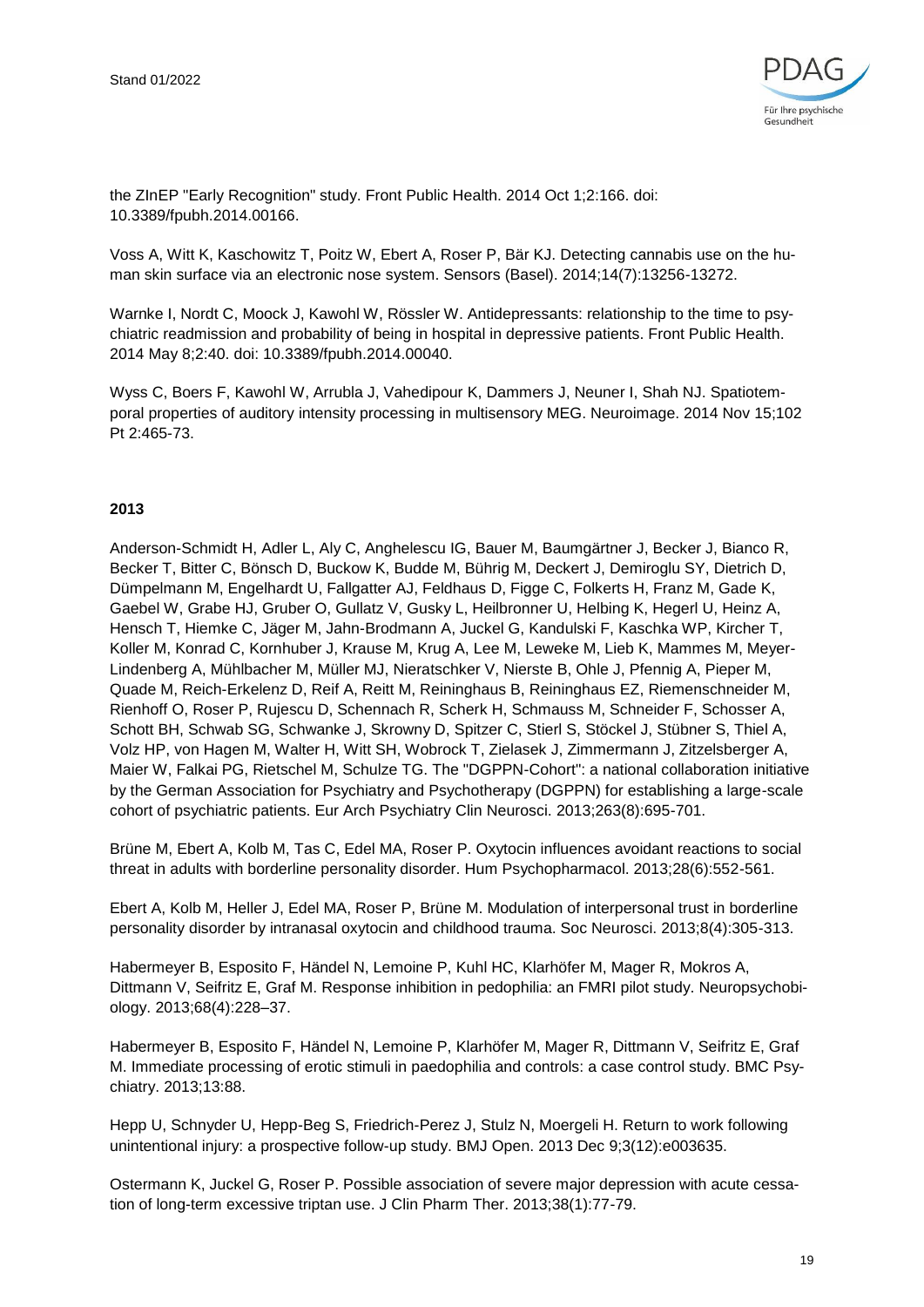the ZInEP "Early Recognition" study. Front Public Health. 2014 Oct 1;2:166. doi: 10.3389/fpubh.2014.00166.

Voss A, Witt K, Kaschowitz T, Poitz W, Ebert A, Roser P, Bär KJ. Detecting cannabis use on the human skin surface via an electronic nose system. Sensors (Basel). 2014;14(7):13256-13272.

Warnke I, Nordt C, Moock J, Kawohl W, Rössler W. Antidepressants: relationship to the time to psychiatric readmission and probability of being in hospital in depressive patients. Front Public Health. 2014 May 8;2:40. doi: 10.3389/fpubh.2014.00040.

Wyss C, Boers F, Kawohl W, Arrubla J, Vahedipour K, Dammers J, Neuner I, Shah NJ. Spatiotemporal properties of auditory intensity processing in multisensory MEG. Neuroimage. 2014 Nov 15;102 Pt 2:465-73.

**2013**

Anderson-Schmidt H, Adler L, Aly C, Anghelescu IG, Bauer M, Baumgärtner J, Becker J, Bianco R, Becker T, Bitter C, Bönsch D, Buckow K, Budde M, Bührig M, Deckert J, Demiroglu SY, Dietrich D, Dümpelmann M, Engelhardt U, Fallgatter AJ, Feldhaus D, Figge C, Folkerts H, Franz M, Gade K, Gaebel W, Grabe HJ, Gruber O, Gullatz V, Gusky L, Heilbronner U, Helbing K, Hegerl U, Heinz A, Hensch T, Hiemke C, Jäger M, Jahn-Brodmann A, Juckel G, Kandulski F, Kaschka WP, Kircher T, Koller M, Konrad C, Kornhuber J, Krause M, Krug A, Lee M, Leweke M, Lieb K, Mammes M, Meyer-Lindenberg A, Mühlbacher M, Müller MJ, Nieratschker V, Nierste B, Ohle J, Pfennig A, Pieper M, Quade M, Reich-Erkelenz D, Reif A, Reitt M, Reininghaus B, Reininghaus EZ, Riemenschneider M, Rienhoff O, Roser P, Rujescu D, Schennach R, Scherk H, Schmauss M, Schneider F, Schosser A, Schott BH, Schwab SG, Schwanke J, Skrowny D, Spitzer C, Stierl S, Stöckel J, Stübner S, Thiel A, Volz HP, von Hagen M, Walter H, Witt SH, Wobrock T, Zielasek J, Zimmermann J, Zitzelsberger A, Maier W, Falkai PG, Rietschel M, Schulze TG. The "DGPPN-Cohort": a national collaboration initiative by the German Association for Psychiatry and Psychotherapy (DGPPN) for establishing a large-scale cohort of psychiatric patients. Eur Arch Psychiatry Clin Neurosci. 2013;263(8):695-701.

Brüne M, Ebert A, Kolb M, Tas C, Edel MA, Roser P. Oxytocin influences avoidant reactions to social threat in adults with borderline personality disorder. Hum Psychopharmacol. 2013;28(6):552-561.

Ebert A, Kolb M, Heller J, Edel MA, Roser P, Brüne M. Modulation of interpersonal trust in borderline personality disorder by intranasal oxytocin and childhood trauma. Soc Neurosci. 2013;8(4):305-313.

Habermeyer B, Esposito F, Händel N, Lemoine P, Kuhl HC, Klarhöfer M, Mager R, Mokros A, Dittmann V, Seifritz E, Graf M. Response inhibition in pedophilia: an FMRI pilot study. Neuropsychobiology. 2013;68(4):228–37.

Habermeyer B, Esposito F, Händel N, Lemoine P, Klarhöfer M, Mager R, Dittmann V, Seifritz E, Graf M. Immediate processing of erotic stimuli in paedophilia and controls: a case control study. BMC Psychiatry. 2013;13:88.

Hepp U, Schnyder U, Hepp-Beg S, Friedrich-Perez J, Stulz N, Moergeli H. Return to work following unintentional injury: a prospective follow-up study. BMJ Open. 2013 Dec 9;3(12):e003635.

Ostermann K, Juckel G, Roser P. Possible association of severe major depression with acute cessation of long-term excessive triptan use. J Clin Pharm Ther. 2013;38(1):77-79.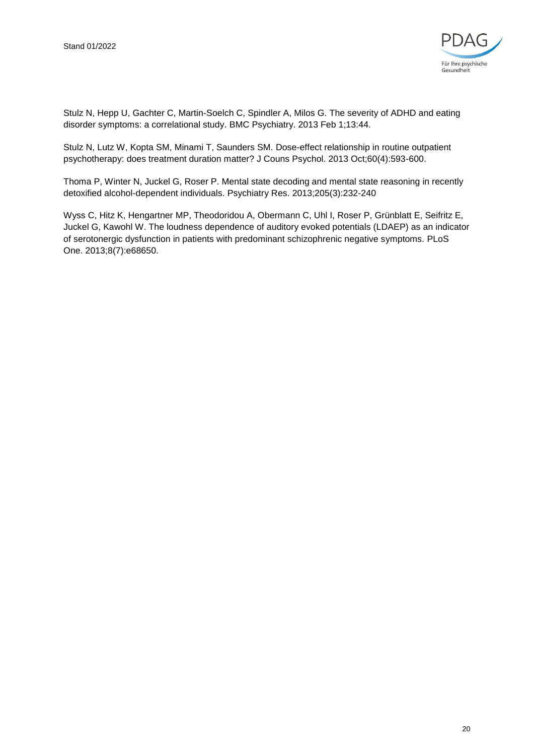Stulz N, Hepp U, Gachter C, Martin-Soelch C, Spindler A, Milos G. The severity of ADHD and eating disorder symptoms: a correlational study. BMC Psychiatry. 2013 Feb 1;13:44.

Stulz N, Lutz W, Kopta SM, Minami T, Saunders SM. Dose-effect relationship in routine outpatient psychotherapy: does treatment duration matter? J Couns Psychol. 2013 Oct;60(4):593-600.

Thoma P, Winter N, Juckel G, Roser P. Mental state decoding and mental state reasoning in recently detoxified alcohol-dependent individuals. Psychiatry Res. 2013;205(3):232-240

Wyss C, Hitz K, Hengartner MP, Theodoridou A, Obermann C, Uhl I, Roser P, Grünblatt E, Seifritz E, Juckel G, Kawohl W. The loudness dependence of auditory evoked potentials (LDAEP) as an indicator of serotonergic dysfunction in patients with predominant schizophrenic negative symptoms. PLoS One. 2013;8(7):e68650.